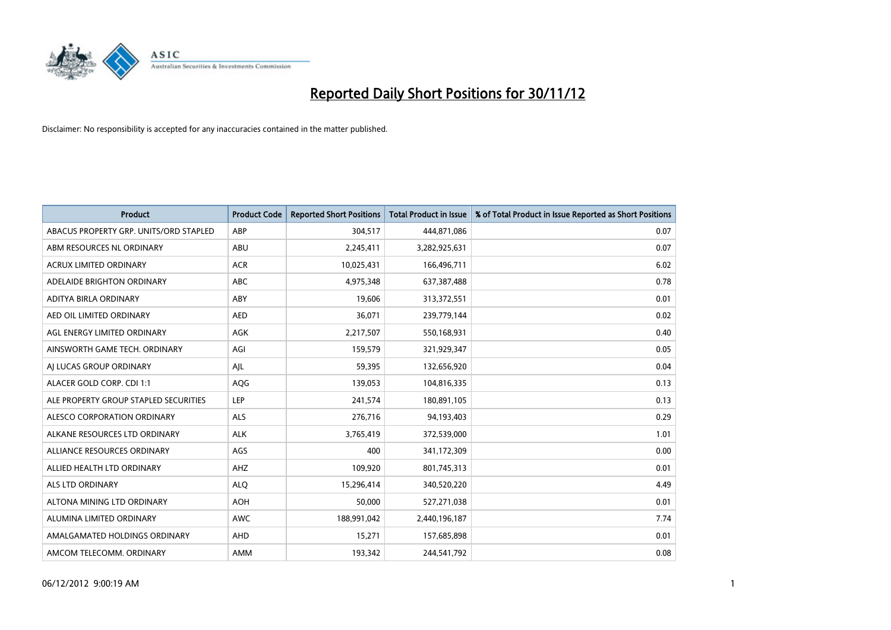# Reported Daily Short Positions for 30/11/12

Disclaimer: No responsibility is accepted for any inaccuracies contained in the matter published.

| Product | Product Code | Reported Short Positions | Total Product in Issue | % of Total Product in Issue Reported as Short Positions |
|---|---|---|---|---|
| ABACUS PROPERTY GRP. UNITS/ORD STAPLED | ABP | 304,517 | 444,871,086 | 0.07 |
| ABM RESOURCES NL ORDINARY | ABU | 2,245,411 | 3,282,925,631 | 0.07 |
| ACRUX LIMITED ORDINARY | ACR | 10,025,431 | 166,496,711 | 6.02 |
| ADELAIDE BRIGHTON ORDINARY | ABC | 4,975,348 | 637,387,488 | 0.78 |
| ADITYA BIRLA ORDINARY | ABY | 19,606 | 313,372,551 | 0.01 |
| AED OIL LIMITED ORDINARY | AED | 36,071 | 239,779,144 | 0.02 |
| AGL ENERGY LIMITED ORDINARY | AGK | 2,217,507 | 550,168,931 | 0.40 |
| AINSWORTH GAME TECH. ORDINARY | AGI | 159,579 | 321,929,347 | 0.05 |
| AJ LUCAS GROUP ORDINARY | AJL | 59,395 | 132,656,920 | 0.04 |
| ALACER GOLD CORP. CDI 1:1 | AQG | 139,053 | 104,816,335 | 0.13 |
| ALE PROPERTY GROUP STAPLED SECURITIES | LEP | 241,574 | 180,891,105 | 0.13 |
| ALESCO CORPORATION ORDINARY | ALS | 276,716 | 94,193,403 | 0.29 |
| ALKANE RESOURCES LTD ORDINARY | ALK | 3,765,419 | 372,539,000 | 1.01 |
| ALLIANCE RESOURCES ORDINARY | AGS | 400 | 341,172,309 | 0.00 |
| ALLIED HEALTH LTD ORDINARY | AHZ | 109,920 | 801,745,313 | 0.01 |
| ALS LTD ORDINARY | ALQ | 15,296,414 | 340,520,220 | 4.49 |
| ALTONA MINING LTD ORDINARY | AOH | 50,000 | 527,271,038 | 0.01 |
| ALUMINA LIMITED ORDINARY | AWC | 188,991,042 | 2,440,196,187 | 7.74 |
| AMALGAMATED HOLDINGS ORDINARY | AHD | 15,271 | 157,685,898 | 0.01 |
| AMCOM TELECOMM. ORDINARY | AMM | 193,342 | 244,541,792 | 0.08 |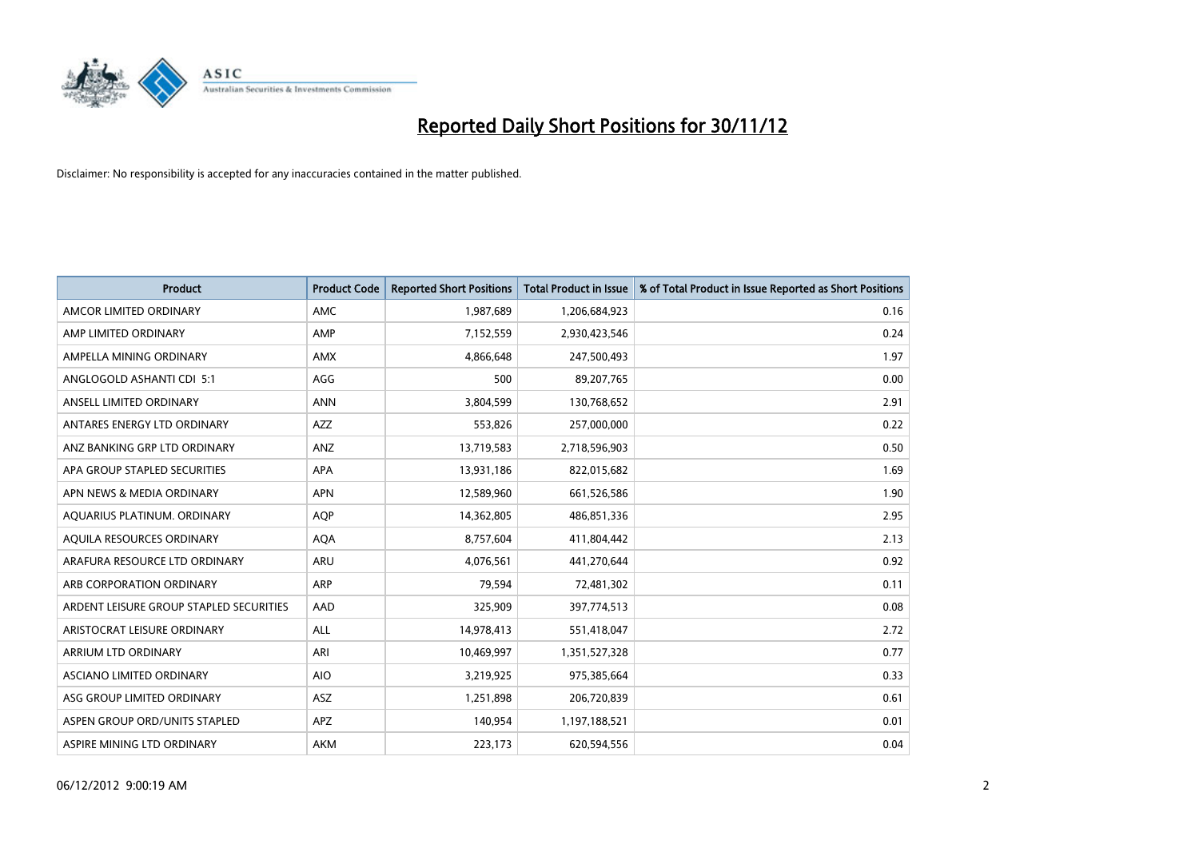# Reported Daily Short Positions for 30/11/12

Disclaimer: No responsibility is accepted for any inaccuracies contained in the matter published.

| Product | Product Code | Reported Short Positions | Total Product in Issue | % of Total Product in Issue Reported as Short Positions |
|---|---|---|---|---|
| AMCOR LIMITED ORDINARY | AMC | 1,987,689 | 1,206,684,923 | 0.16 |
| AMP LIMITED ORDINARY | AMP | 7,152,559 | 2,930,423,546 | 0.24 |
| AMPELLA MINING ORDINARY | AMX | 4,866,648 | 247,500,493 | 1.97 |
| ANGLOGOLD ASHANTI CDI 5:1 | AGG | 500 | 89,207,765 | 0.00 |
| ANSELL LIMITED ORDINARY | ANN | 3,804,599 | 130,768,652 | 2.91 |
| ANTARES ENERGY LTD ORDINARY | AZZ | 553,826 | 257,000,000 | 0.22 |
| ANZ BANKING GRP LTD ORDINARY | ANZ | 13,719,583 | 2,718,596,903 | 0.50 |
| APA GROUP STAPLED SECURITIES | APA | 13,931,186 | 822,015,682 | 1.69 |
| APN NEWS & MEDIA ORDINARY | APN | 12,589,960 | 661,526,586 | 1.90 |
| AQUARIUS PLATINUM. ORDINARY | AQP | 14,362,805 | 486,851,336 | 2.95 |
| AQUILA RESOURCES ORDINARY | AQA | 8,757,604 | 411,804,442 | 2.13 |
| ARAFURA RESOURCE LTD ORDINARY | ARU | 4,076,561 | 441,270,644 | 0.92 |
| ARB CORPORATION ORDINARY | ARP | 79,594 | 72,481,302 | 0.11 |
| ARDENT LEISURE GROUP STAPLED SECURITIES | AAD | 325,909 | 397,774,513 | 0.08 |
| ARISTOCRAT LEISURE ORDINARY | ALL | 14,978,413 | 551,418,047 | 2.72 |
| ARRIUM LTD ORDINARY | ARI | 10,469,997 | 1,351,527,328 | 0.77 |
| ASCIANO LIMITED ORDINARY | AIO | 3,219,925 | 975,385,664 | 0.33 |
| ASG GROUP LIMITED ORDINARY | ASZ | 1,251,898 | 206,720,839 | 0.61 |
| ASPEN GROUP ORD/UNITS STAPLED | APZ | 140,954 | 1,197,188,521 | 0.01 |
| ASPIRE MINING LTD ORDINARY | AKM | 223,173 | 620,594,556 | 0.04 |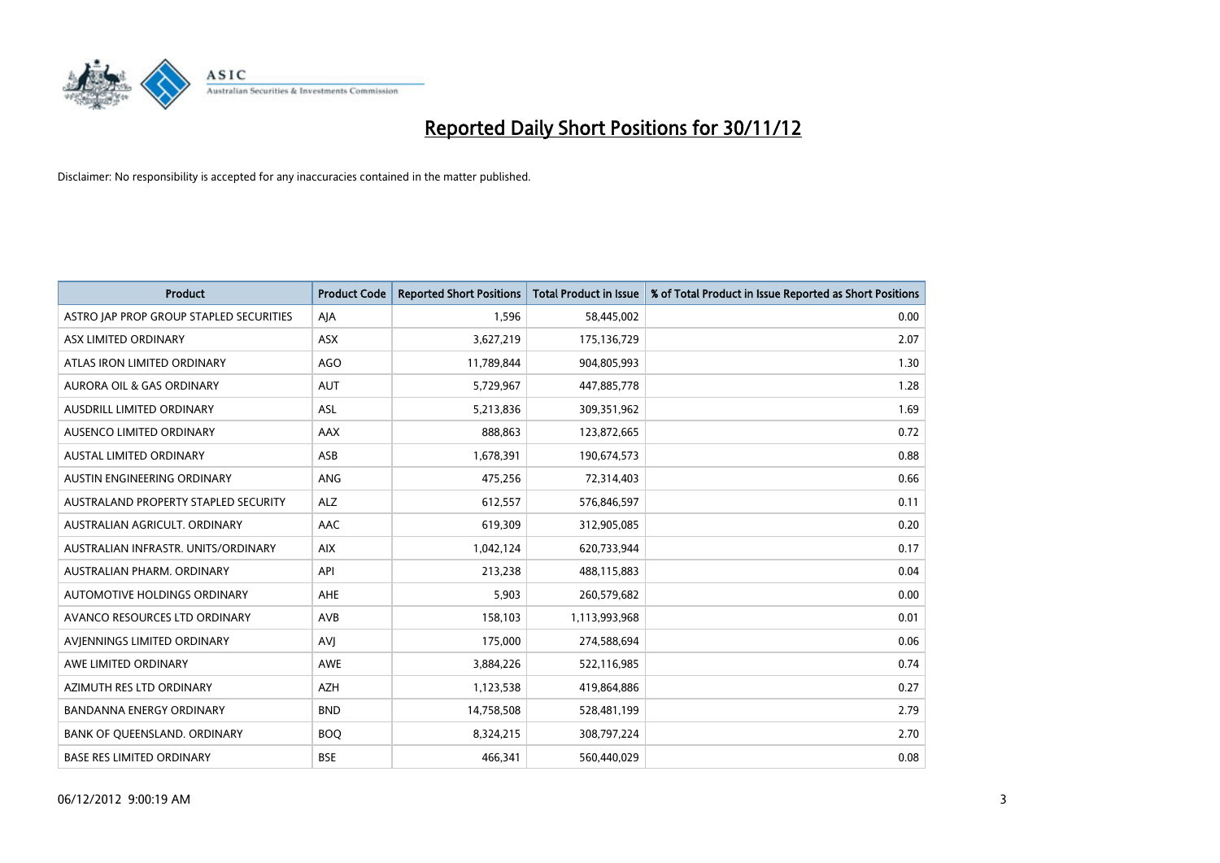# Reported Daily Short Positions for 30/11/12

Disclaimer: No responsibility is accepted for any inaccuracies contained in the matter published.

| Product | Product Code | Reported Short Positions | Total Product in Issue | % of Total Product in Issue Reported as Short Positions |
|---|---|---|---|---|
| ASTRO JAP PROP GROUP STAPLED SECURITIES | AJA | 1,596 | 58,445,002 | 0.00 |
| ASX LIMITED ORDINARY | ASX | 3,627,219 | 175,136,729 | 2.07 |
| ATLAS IRON LIMITED ORDINARY | AGO | 11,789,844 | 904,805,993 | 1.30 |
| AURORA OIL & GAS ORDINARY | AUT | 5,729,967 | 447,885,778 | 1.28 |
| AUSDRILL LIMITED ORDINARY | ASL | 5,213,836 | 309,351,962 | 1.69 |
| AUSENCO LIMITED ORDINARY | AAX | 888,863 | 123,872,665 | 0.72 |
| AUSTAL LIMITED ORDINARY | ASB | 1,678,391 | 190,674,573 | 0.88 |
| AUSTIN ENGINEERING ORDINARY | ANG | 475,256 | 72,314,403 | 0.66 |
| AUSTRALAND PROPERTY STAPLED SECURITY | ALZ | 612,557 | 576,846,597 | 0.11 |
| AUSTRALIAN AGRICULT. ORDINARY | AAC | 619,309 | 312,905,085 | 0.20 |
| AUSTRALIAN INFRASTR. UNITS/ORDINARY | AIX | 1,042,124 | 620,733,944 | 0.17 |
| AUSTRALIAN PHARM. ORDINARY | API | 213,238 | 488,115,883 | 0.04 |
| AUTOMOTIVE HOLDINGS ORDINARY | AHE | 5,903 | 260,579,682 | 0.00 |
| AVANCO RESOURCES LTD ORDINARY | AVB | 158,103 | 1,113,993,968 | 0.01 |
| AVJENNINGS LIMITED ORDINARY | AVJ | 175,000 | 274,588,694 | 0.06 |
| AWE LIMITED ORDINARY | AWE | 3,884,226 | 522,116,985 | 0.74 |
| AZIMUTH RES LTD ORDINARY | AZH | 1,123,538 | 419,864,886 | 0.27 |
| BANDANNA ENERGY ORDINARY | BND | 14,758,508 | 528,481,199 | 2.79 |
| BANK OF QUEENSLAND. ORDINARY | BOQ | 8,324,215 | 308,797,224 | 2.70 |
| BASE RES LIMITED ORDINARY | BSE | 466,341 | 560,440,029 | 0.08 |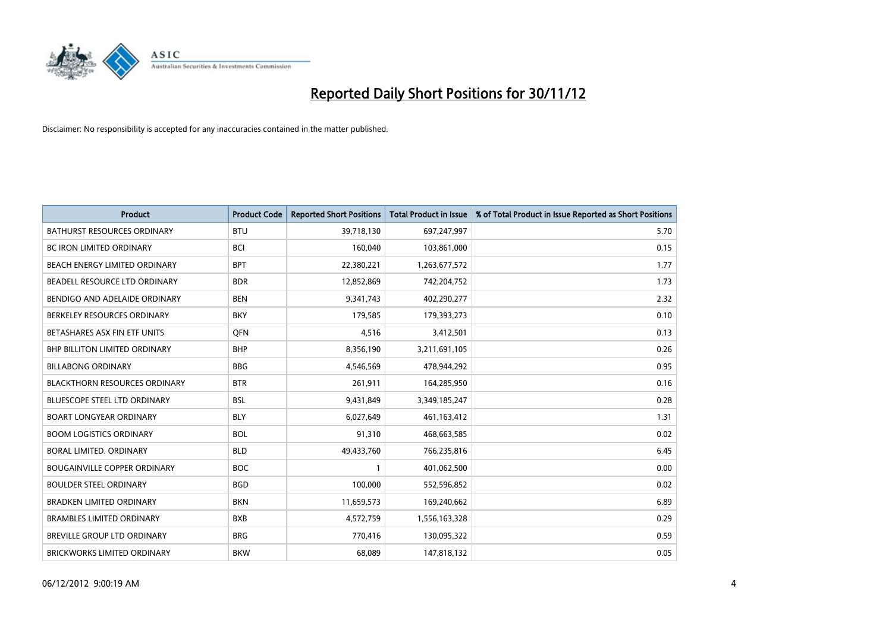# Reported Daily Short Positions for 30/11/12

Disclaimer: No responsibility is accepted for any inaccuracies contained in the matter published.

| Product | Product Code | Reported Short Positions | Total Product in Issue | % of Total Product in Issue Reported as Short Positions |
|---|---|---|---|---|
| BATHURST RESOURCES ORDINARY | BTU | 39,718,130 | 697,247,997 | 5.70 |
| BC IRON LIMITED ORDINARY | BCI | 160,040 | 103,861,000 | 0.15 |
| BEACH ENERGY LIMITED ORDINARY | BPT | 22,380,221 | 1,263,677,572 | 1.77 |
| BEADELL RESOURCE LTD ORDINARY | BDR | 12,852,869 | 742,204,752 | 1.73 |
| BENDIGO AND ADELAIDE ORDINARY | BEN | 9,341,743 | 402,290,277 | 2.32 |
| BERKELEY RESOURCES ORDINARY | BKY | 179,585 | 179,393,273 | 0.10 |
| BETASHARES ASX FIN ETF UNITS | QFN | 4,516 | 3,412,501 | 0.13 |
| BHP BILLITON LIMITED ORDINARY | BHP | 8,356,190 | 3,211,691,105 | 0.26 |
| BILLABONG ORDINARY | BBG | 4,546,569 | 478,944,292 | 0.95 |
| BLACKTHORN RESOURCES ORDINARY | BTR | 261,911 | 164,285,950 | 0.16 |
| BLUESCOPE STEEL LTD ORDINARY | BSL | 9,431,849 | 3,349,185,247 | 0.28 |
| BOART LONGYEAR ORDINARY | BLY | 6,027,649 | 461,163,412 | 1.31 |
| BOOM LOGISTICS ORDINARY | BOL | 91,310 | 468,663,585 | 0.02 |
| BORAL LIMITED. ORDINARY | BLD | 49,433,760 | 766,235,816 | 6.45 |
| BOUGAINVILLE COPPER ORDINARY | BOC | 1 | 401,062,500 | 0.00 |
| BOULDER STEEL ORDINARY | BGD | 100,000 | 552,596,852 | 0.02 |
| BRADKEN LIMITED ORDINARY | BKN | 11,659,573 | 169,240,662 | 6.89 |
| BRAMBLES LIMITED ORDINARY | BXB | 4,572,759 | 1,556,163,328 | 0.29 |
| BREVILLE GROUP LTD ORDINARY | BRG | 770,416 | 130,095,322 | 0.59 |
| BRICKWORKS LIMITED ORDINARY | BKW | 68,089 | 147,818,132 | 0.05 |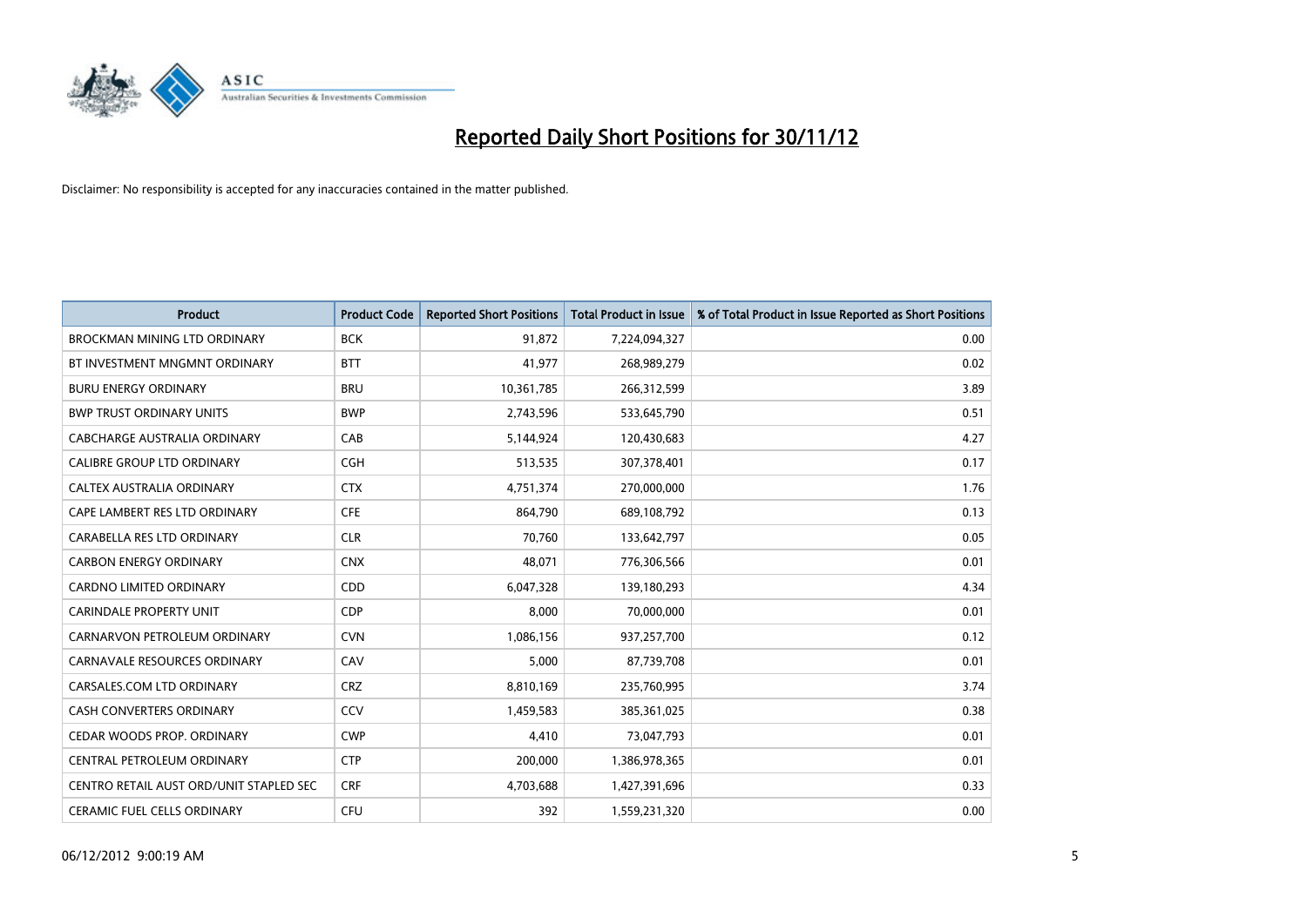# Reported Daily Short Positions for 30/11/12

Disclaimer: No responsibility is accepted for any inaccuracies contained in the matter published.

| Product | Product Code | Reported Short Positions | Total Product in Issue | % of Total Product in Issue Reported as Short Positions |
| --- | --- | --- | --- | --- |
| BROCKMAN MINING LTD ORDINARY | BCK | 91,872 | 7,224,094,327 | 0.00 |
| BT INVESTMENT MNGMNT ORDINARY | BTT | 41,977 | 268,989,279 | 0.02 |
| BURU ENERGY ORDINARY | BRU | 10,361,785 | 266,312,599 | 3.89 |
| BWP TRUST ORDINARY UNITS | BWP | 2,743,596 | 533,645,790 | 0.51 |
| CABCHARGE AUSTRALIA ORDINARY | CAB | 5,144,924 | 120,430,683 | 4.27 |
| CALIBRE GROUP LTD ORDINARY | CGH | 513,535 | 307,378,401 | 0.17 |
| CALTEX AUSTRALIA ORDINARY | CTX | 4,751,374 | 270,000,000 | 1.76 |
| CAPE LAMBERT RES LTD ORDINARY | CFE | 864,790 | 689,108,792 | 0.13 |
| CARABELLA RES LTD ORDINARY | CLR | 70,760 | 133,642,797 | 0.05 |
| CARBON ENERGY ORDINARY | CNX | 48,071 | 776,306,566 | 0.01 |
| CARDNO LIMITED ORDINARY | CDD | 6,047,328 | 139,180,293 | 4.34 |
| CARINDALE PROPERTY UNIT | CDP | 8,000 | 70,000,000 | 0.01 |
| CARNARVON PETROLEUM ORDINARY | CVN | 1,086,156 | 937,257,700 | 0.12 |
| CARNAVALE RESOURCES ORDINARY | CAV | 5,000 | 87,739,708 | 0.01 |
| CARSALES.COM LTD ORDINARY | CRZ | 8,810,169 | 235,760,995 | 3.74 |
| CASH CONVERTERS ORDINARY | CCV | 1,459,583 | 385,361,025 | 0.38 |
| CEDAR WOODS PROP. ORDINARY | CWP | 4,410 | 73,047,793 | 0.01 |
| CENTRAL PETROLEUM ORDINARY | CTP | 200,000 | 1,386,978,365 | 0.01 |
| CENTRO RETAIL AUST ORD/UNIT STAPLED SEC | CRF | 4,703,688 | 1,427,391,696 | 0.33 |
| CERAMIC FUEL CELLS ORDINARY | CFU | 392 | 1,559,231,320 | 0.00 |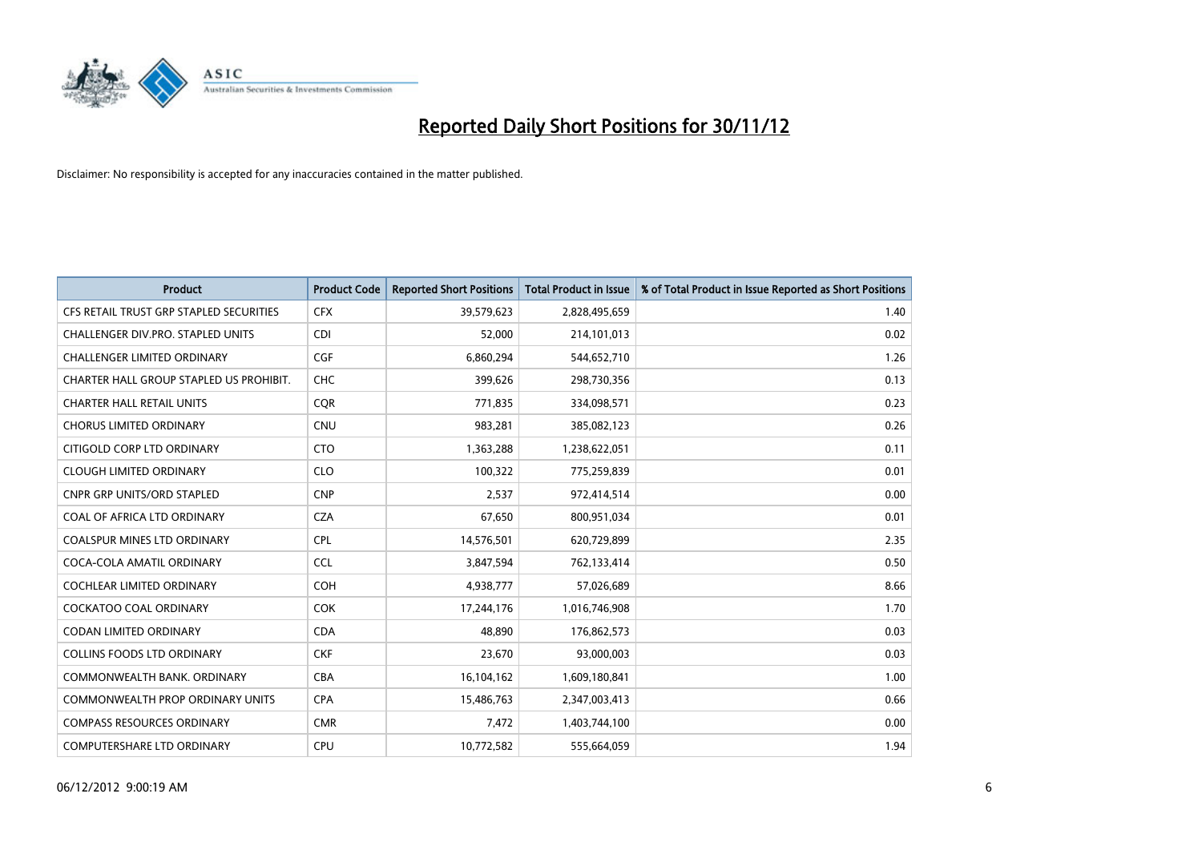# Reported Daily Short Positions for 30/11/12

Disclaimer: No responsibility is accepted for any inaccuracies contained in the matter published.

| Product | Product Code | Reported Short Positions | Total Product in Issue | % of Total Product in Issue Reported as Short Positions |
|---|---|---|---|---|
| CFS RETAIL TRUST GRP STAPLED SECURITIES | CFX | 39,579,623 | 2,828,495,659 | 1.40 |
| CHALLENGER DIV.PRO. STAPLED UNITS | CDI | 52,000 | 214,101,013 | 0.02 |
| CHALLENGER LIMITED ORDINARY | CGF | 6,860,294 | 544,652,710 | 1.26 |
| CHARTER HALL GROUP STAPLED US PROHIBIT. | CHC | 399,626 | 298,730,356 | 0.13 |
| CHARTER HALL RETAIL UNITS | CQR | 771,835 | 334,098,571 | 0.23 |
| CHORUS LIMITED ORDINARY | CNU | 983,281 | 385,082,123 | 0.26 |
| CITIGOLD CORP LTD ORDINARY | CTO | 1,363,288 | 1,238,622,051 | 0.11 |
| CLOUGH LIMITED ORDINARY | CLO | 100,322 | 775,259,839 | 0.01 |
| CNPR GRP UNITS/ORD STAPLED | CNP | 2,537 | 972,414,514 | 0.00 |
| COAL OF AFRICA LTD ORDINARY | CZA | 67,650 | 800,951,034 | 0.01 |
| COALSPUR MINES LTD ORDINARY | CPL | 14,576,501 | 620,729,899 | 2.35 |
| COCA-COLA AMATIL ORDINARY | CCL | 3,847,594 | 762,133,414 | 0.50 |
| COCHLEAR LIMITED ORDINARY | COH | 4,938,777 | 57,026,689 | 8.66 |
| COCKATOO COAL ORDINARY | COK | 17,244,176 | 1,016,746,908 | 1.70 |
| CODAN LIMITED ORDINARY | CDA | 48,890 | 176,862,573 | 0.03 |
| COLLINS FOODS LTD ORDINARY | CKF | 23,670 | 93,000,003 | 0.03 |
| COMMONWEALTH BANK. ORDINARY | CBA | 16,104,162 | 1,609,180,841 | 1.00 |
| COMMONWEALTH PROP ORDINARY UNITS | CPA | 15,486,763 | 2,347,003,413 | 0.66 |
| COMPASS RESOURCES ORDINARY | CMR | 7,472 | 1,403,744,100 | 0.00 |
| COMPUTERSHARE LTD ORDINARY | CPU | 10,772,582 | 555,664,059 | 1.94 |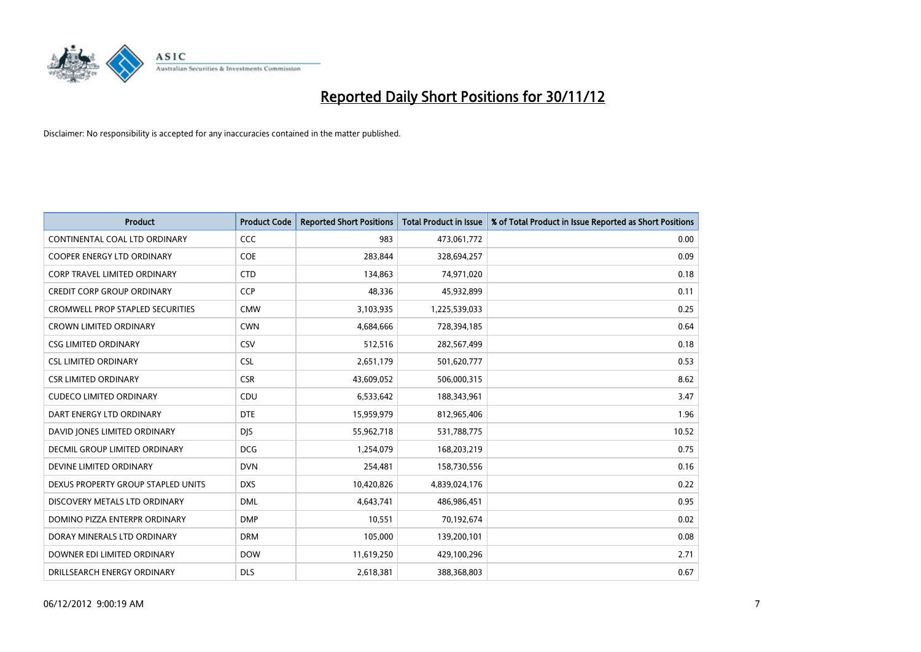# Reported Daily Short Positions for 30/11/12

Disclaimer: No responsibility is accepted for any inaccuracies contained in the matter published.

| Product | Product Code | Reported Short Positions | Total Product in Issue | % of Total Product in Issue Reported as Short Positions |
|---|---|---|---|---|
| CONTINENTAL COAL LTD ORDINARY | CCC | 983 | 473,061,772 | 0.00 |
| COOPER ENERGY LTD ORDINARY | COE | 283,844 | 328,694,257 | 0.09 |
| CORP TRAVEL LIMITED ORDINARY | CTD | 134,863 | 74,971,020 | 0.18 |
| CREDIT CORP GROUP ORDINARY | CCP | 48,336 | 45,932,899 | 0.11 |
| CROMWELL PROP STAPLED SECURITIES | CMW | 3,103,935 | 1,225,539,033 | 0.25 |
| CROWN LIMITED ORDINARY | CWN | 4,684,666 | 728,394,185 | 0.64 |
| CSG LIMITED ORDINARY | CSV | 512,516 | 282,567,499 | 0.18 |
| CSL LIMITED ORDINARY | CSL | 2,651,179 | 501,620,777 | 0.53 |
| CSR LIMITED ORDINARY | CSR | 43,609,052 | 506,000,315 | 8.62 |
| CUDECO LIMITED ORDINARY | CDU | 6,533,642 | 188,343,961 | 3.47 |
| DART ENERGY LTD ORDINARY | DTE | 15,959,979 | 812,965,406 | 1.96 |
| DAVID JONES LIMITED ORDINARY | DJS | 55,962,718 | 531,788,775 | 10.52 |
| DECMIL GROUP LIMITED ORDINARY | DCG | 1,254,079 | 168,203,219 | 0.75 |
| DEVINE LIMITED ORDINARY | DVN | 254,481 | 158,730,556 | 0.16 |
| DEXUS PROPERTY GROUP STAPLED UNITS | DXS | 10,420,826 | 4,839,024,176 | 0.22 |
| DISCOVERY METALS LTD ORDINARY | DML | 4,643,741 | 486,986,451 | 0.95 |
| DOMINO PIZZA ENTERPR ORDINARY | DMP | 10,551 | 70,192,674 | 0.02 |
| DORAY MINERALS LTD ORDINARY | DRM | 105,000 | 139,200,101 | 0.08 |
| DOWNER EDI LIMITED ORDINARY | DOW | 11,619,250 | 429,100,296 | 2.71 |
| DRILLSEARCH ENERGY ORDINARY | DLS | 2,618,381 | 388,368,803 | 0.67 |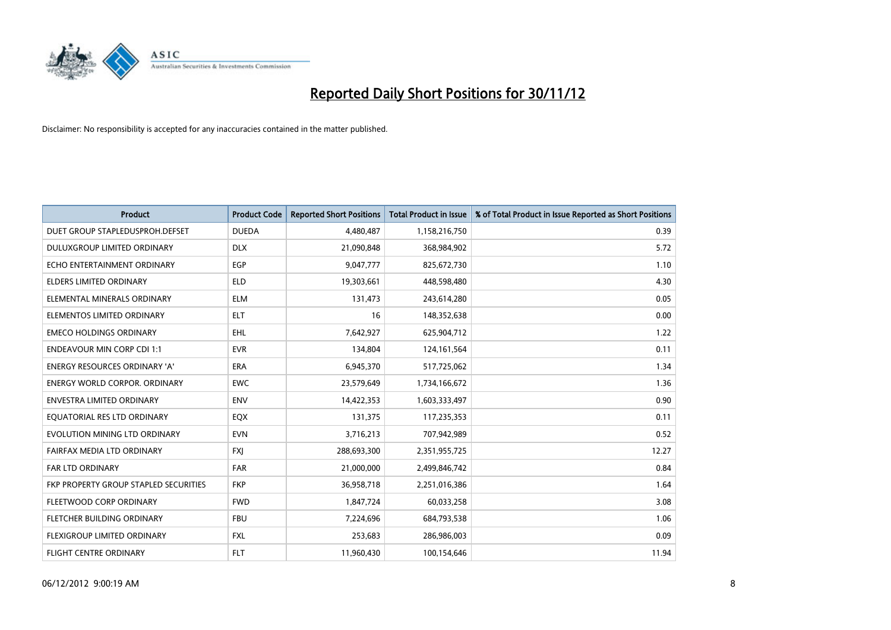# Reported Daily Short Positions for 30/11/12

Disclaimer: No responsibility is accepted for any inaccuracies contained in the matter published.

| Product | Product Code | Reported Short Positions | Total Product in Issue | % of Total Product in Issue Reported as Short Positions |
|---|---|---|---|---|
| DUET GROUP STAPLEDUSPROH.DEFSET | DUEDA | 4,480,487 | 1,158,216,750 | 0.39 |
| DULUXGROUP LIMITED ORDINARY | DLX | 21,090,848 | 368,984,902 | 5.72 |
| ECHO ENTERTAINMENT ORDINARY | EGP | 9,047,777 | 825,672,730 | 1.10 |
| ELDERS LIMITED ORDINARY | ELD | 19,303,661 | 448,598,480 | 4.30 |
| ELEMENTAL MINERALS ORDINARY | ELM | 131,473 | 243,614,280 | 0.05 |
| ELEMENTOS LIMITED ORDINARY | ELT | 16 | 148,352,638 | 0.00 |
| EMECO HOLDINGS ORDINARY | EHL | 7,642,927 | 625,904,712 | 1.22 |
| ENDEAVOUR MIN CORP CDI 1:1 | EVR | 134,804 | 124,161,564 | 0.11 |
| ENERGY RESOURCES ORDINARY 'A' | ERA | 6,945,370 | 517,725,062 | 1.34 |
| ENERGY WORLD CORPOR. ORDINARY | EWC | 23,579,649 | 1,734,166,672 | 1.36 |
| ENVESTRA LIMITED ORDINARY | ENV | 14,422,353 | 1,603,333,497 | 0.90 |
| EQUATORIAL RES LTD ORDINARY | EQX | 131,375 | 117,235,353 | 0.11 |
| EVOLUTION MINING LTD ORDINARY | EVN | 3,716,213 | 707,942,989 | 0.52 |
| FAIRFAX MEDIA LTD ORDINARY | FXJ | 288,693,300 | 2,351,955,725 | 12.27 |
| FAR LTD ORDINARY | FAR | 21,000,000 | 2,499,846,742 | 0.84 |
| FKP PROPERTY GROUP STAPLED SECURITIES | FKP | 36,958,718 | 2,251,016,386 | 1.64 |
| FLEETWOOD CORP ORDINARY | FWD | 1,847,724 | 60,033,258 | 3.08 |
| FLETCHER BUILDING ORDINARY | FBU | 7,224,696 | 684,793,538 | 1.06 |
| FLEXIGROUP LIMITED ORDINARY | FXL | 253,683 | 286,986,003 | 0.09 |
| FLIGHT CENTRE ORDINARY | FLT | 11,960,430 | 100,154,646 | 11.94 |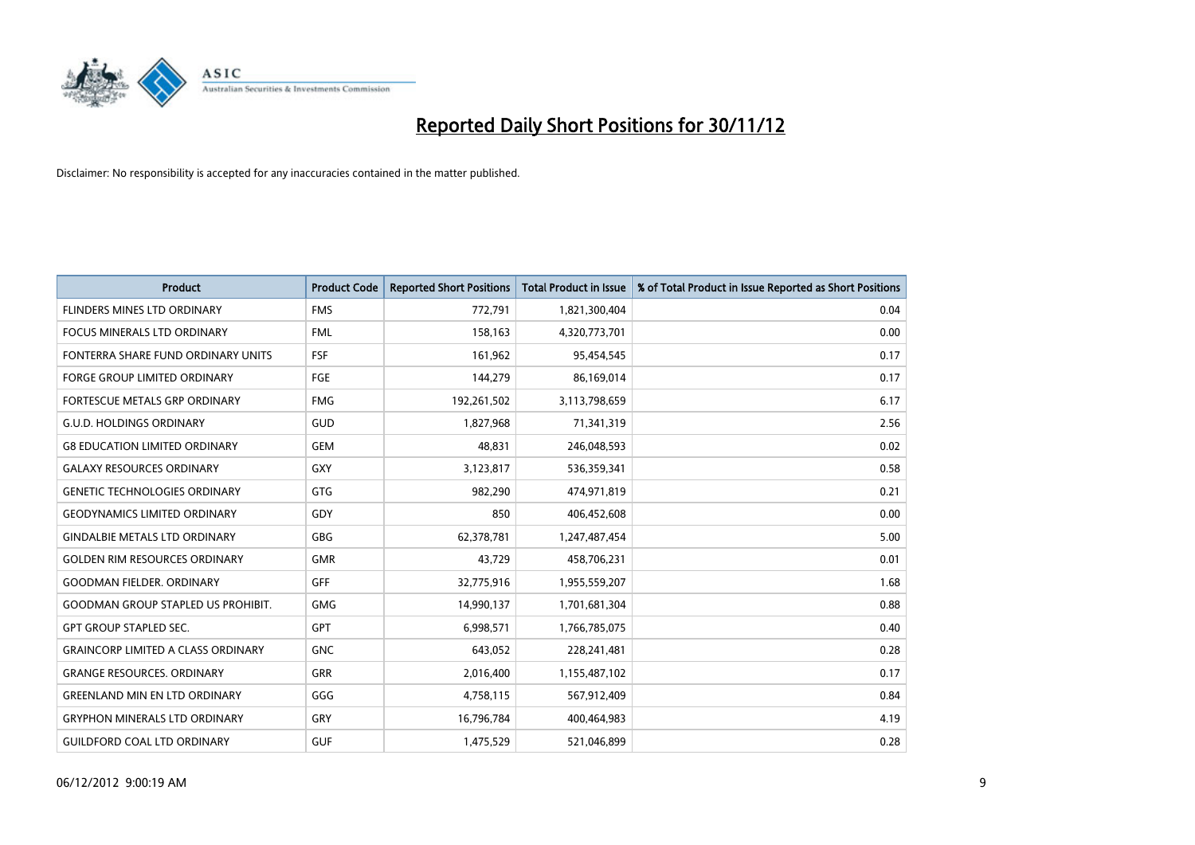# Reported Daily Short Positions for 30/11/12

Disclaimer: No responsibility is accepted for any inaccuracies contained in the matter published.

| Product | Product Code | Reported Short Positions | Total Product in Issue | % of Total Product in Issue Reported as Short Positions |
|---|---|---|---|---|
| FLINDERS MINES LTD ORDINARY | FMS | 772,791 | 1,821,300,404 | 0.04 |
| FOCUS MINERALS LTD ORDINARY | FML | 158,163 | 4,320,773,701 | 0.00 |
| FONTERRA SHARE FUND ORDINARY UNITS | FSF | 161,962 | 95,454,545 | 0.17 |
| FORGE GROUP LIMITED ORDINARY | FGE | 144,279 | 86,169,014 | 0.17 |
| FORTESCUE METALS GRP ORDINARY | FMG | 192,261,502 | 3,113,798,659 | 6.17 |
| G.U.D. HOLDINGS ORDINARY | GUD | 1,827,968 | 71,341,319 | 2.56 |
| G8 EDUCATION LIMITED ORDINARY | GEM | 48,831 | 246,048,593 | 0.02 |
| GALAXY RESOURCES ORDINARY | GXY | 3,123,817 | 536,359,341 | 0.58 |
| GENETIC TECHNOLOGIES ORDINARY | GTG | 982,290 | 474,971,819 | 0.21 |
| GEODYNAMICS LIMITED ORDINARY | GDY | 850 | 406,452,608 | 0.00 |
| GINDALBIE METALS LTD ORDINARY | GBG | 62,378,781 | 1,247,487,454 | 5.00 |
| GOLDEN RIM RESOURCES ORDINARY | GMR | 43,729 | 458,706,231 | 0.01 |
| GOODMAN FIELDER. ORDINARY | GFF | 32,775,916 | 1,955,559,207 | 1.68 |
| GOODMAN GROUP STAPLED US PROHIBIT. | GMG | 14,990,137 | 1,701,681,304 | 0.88 |
| GPT GROUP STAPLED SEC. | GPT | 6,998,571 | 1,766,785,075 | 0.40 |
| GRAINCORP LIMITED A CLASS ORDINARY | GNC | 643,052 | 228,241,481 | 0.28 |
| GRANGE RESOURCES. ORDINARY | GRR | 2,016,400 | 1,155,487,102 | 0.17 |
| GREENLAND MIN EN LTD ORDINARY | GGG | 4,758,115 | 567,912,409 | 0.84 |
| GRYPHON MINERALS LTD ORDINARY | GRY | 16,796,784 | 400,464,983 | 4.19 |
| GUILDFORD COAL LTD ORDINARY | GUF | 1,475,529 | 521,046,899 | 0.28 |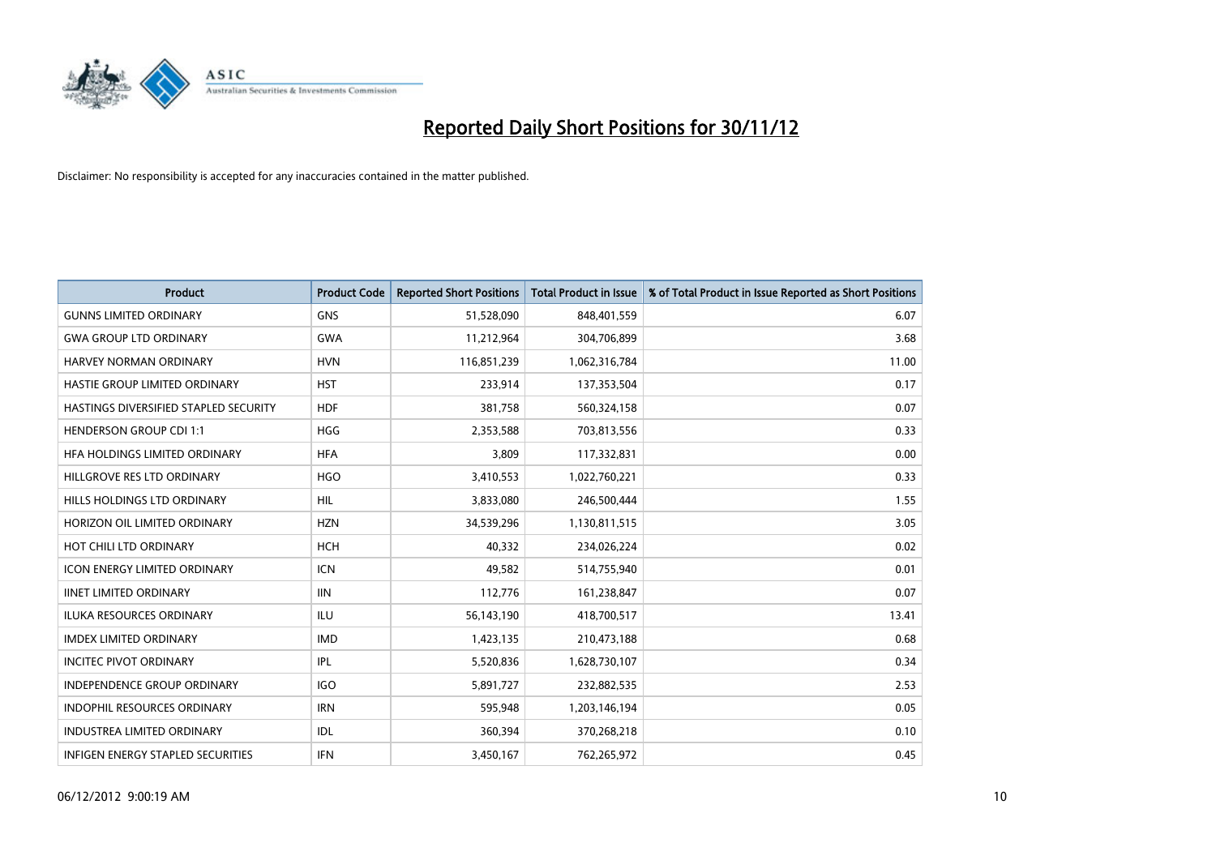# Reported Daily Short Positions for 30/11/12

Disclaimer: No responsibility is accepted for any inaccuracies contained in the matter published.

| Product | Product Code | Reported Short Positions | Total Product in Issue | % of Total Product in Issue Reported as Short Positions |
|---|---|---|---|---|
| GUNNS LIMITED ORDINARY | GNS | 51,528,090 | 848,401,559 | 6.07 |
| GWA GROUP LTD ORDINARY | GWA | 11,212,964 | 304,706,899 | 3.68 |
| HARVEY NORMAN ORDINARY | HVN | 116,851,239 | 1,062,316,784 | 11.00 |
| HASTIE GROUP LIMITED ORDINARY | HST | 233,914 | 137,353,504 | 0.17 |
| HASTINGS DIVERSIFIED STAPLED SECURITY | HDF | 381,758 | 560,324,158 | 0.07 |
| HENDERSON GROUP CDI 1:1 | HGG | 2,353,588 | 703,813,556 | 0.33 |
| HFA HOLDINGS LIMITED ORDINARY | HFA | 3,809 | 117,332,831 | 0.00 |
| HILLGROVE RES LTD ORDINARY | HGO | 3,410,553 | 1,022,760,221 | 0.33 |
| HILLS HOLDINGS LTD ORDINARY | HIL | 3,833,080 | 246,500,444 | 1.55 |
| HORIZON OIL LIMITED ORDINARY | HZN | 34,539,296 | 1,130,811,515 | 3.05 |
| HOT CHILI LTD ORDINARY | HCH | 40,332 | 234,026,224 | 0.02 |
| ICON ENERGY LIMITED ORDINARY | ICN | 49,582 | 514,755,940 | 0.01 |
| IINET LIMITED ORDINARY | IIN | 112,776 | 161,238,847 | 0.07 |
| ILUKA RESOURCES ORDINARY | ILU | 56,143,190 | 418,700,517 | 13.41 |
| IMDEX LIMITED ORDINARY | IMD | 1,423,135 | 210,473,188 | 0.68 |
| INCITEC PIVOT ORDINARY | IPL | 5,520,836 | 1,628,730,107 | 0.34 |
| INDEPENDENCE GROUP ORDINARY | IGO | 5,891,727 | 232,882,535 | 2.53 |
| INDOPHIL RESOURCES ORDINARY | IRN | 595,948 | 1,203,146,194 | 0.05 |
| INDUSTREA LIMITED ORDINARY | IDL | 360,394 | 370,268,218 | 0.10 |
| INFIGEN ENERGY STAPLED SECURITIES | IFN | 3,450,167 | 762,265,972 | 0.45 |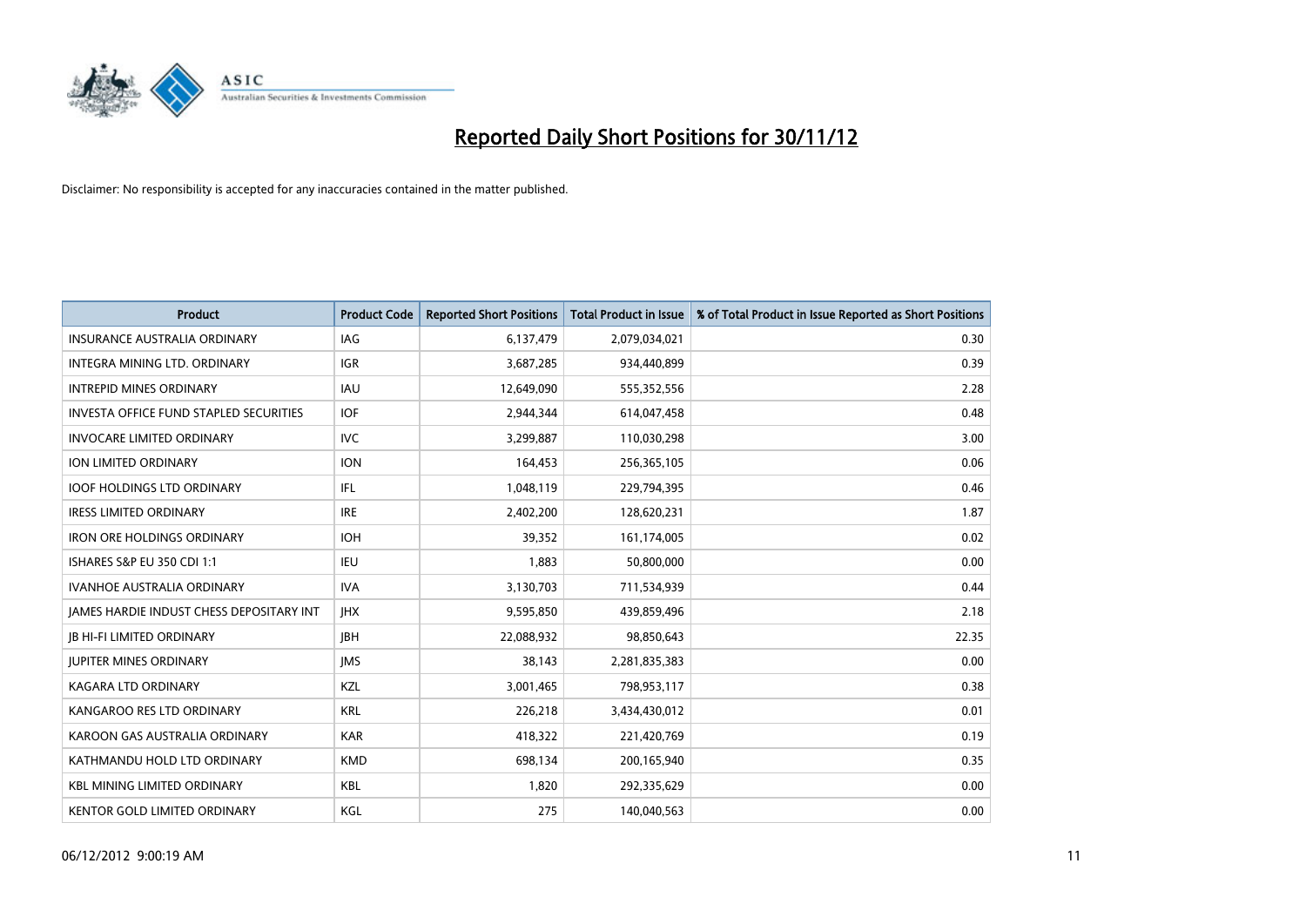# Reported Daily Short Positions for 30/11/12

Disclaimer: No responsibility is accepted for any inaccuracies contained in the matter published.

| Product | Product Code | Reported Short Positions | Total Product in Issue | % of Total Product in Issue Reported as Short Positions |
|---|---|---|---|---|
| INSURANCE AUSTRALIA ORDINARY | IAG | 6,137,479 | 2,079,034,021 | 0.30 |
| INTEGRA MINING LTD. ORDINARY | IGR | 3,687,285 | 934,440,899 | 0.39 |
| INTREPID MINES ORDINARY | IAU | 12,649,090 | 555,352,556 | 2.28 |
| INVESTA OFFICE FUND STAPLED SECURITIES | IOF | 2,944,344 | 614,047,458 | 0.48 |
| INVOCARE LIMITED ORDINARY | IVC | 3,299,887 | 110,030,298 | 3.00 |
| ION LIMITED ORDINARY | ION | 164,453 | 256,365,105 | 0.06 |
| IOOF HOLDINGS LTD ORDINARY | IFL | 1,048,119 | 229,794,395 | 0.46 |
| IRESS LIMITED ORDINARY | IRE | 2,402,200 | 128,620,231 | 1.87 |
| IRON ORE HOLDINGS ORDINARY | IOH | 39,352 | 161,174,005 | 0.02 |
| ISHARES S&P EU 350 CDI 1:1 | IEU | 1,883 | 50,800,000 | 0.00 |
| IVANHOE AUSTRALIA ORDINARY | IVA | 3,130,703 | 711,534,939 | 0.44 |
| JAMES HARDIE INDUST CHESS DEPOSITARY INT | JHX | 9,595,850 | 439,859,496 | 2.18 |
| JB HI-FI LIMITED ORDINARY | JBH | 22,088,932 | 98,850,643 | 22.35 |
| JUPITER MINES ORDINARY | JMS | 38,143 | 2,281,835,383 | 0.00 |
| KAGARA LTD ORDINARY | KZL | 3,001,465 | 798,953,117 | 0.38 |
| KANGAROO RES LTD ORDINARY | KRL | 226,218 | 3,434,430,012 | 0.01 |
| KAROON GAS AUSTRALIA ORDINARY | KAR | 418,322 | 221,420,769 | 0.19 |
| KATHMANDU HOLD LTD ORDINARY | KMD | 698,134 | 200,165,940 | 0.35 |
| KBL MINING LIMITED ORDINARY | KBL | 1,820 | 292,335,629 | 0.00 |
| KENTOR GOLD LIMITED ORDINARY | KGL | 275 | 140,040,563 | 0.00 |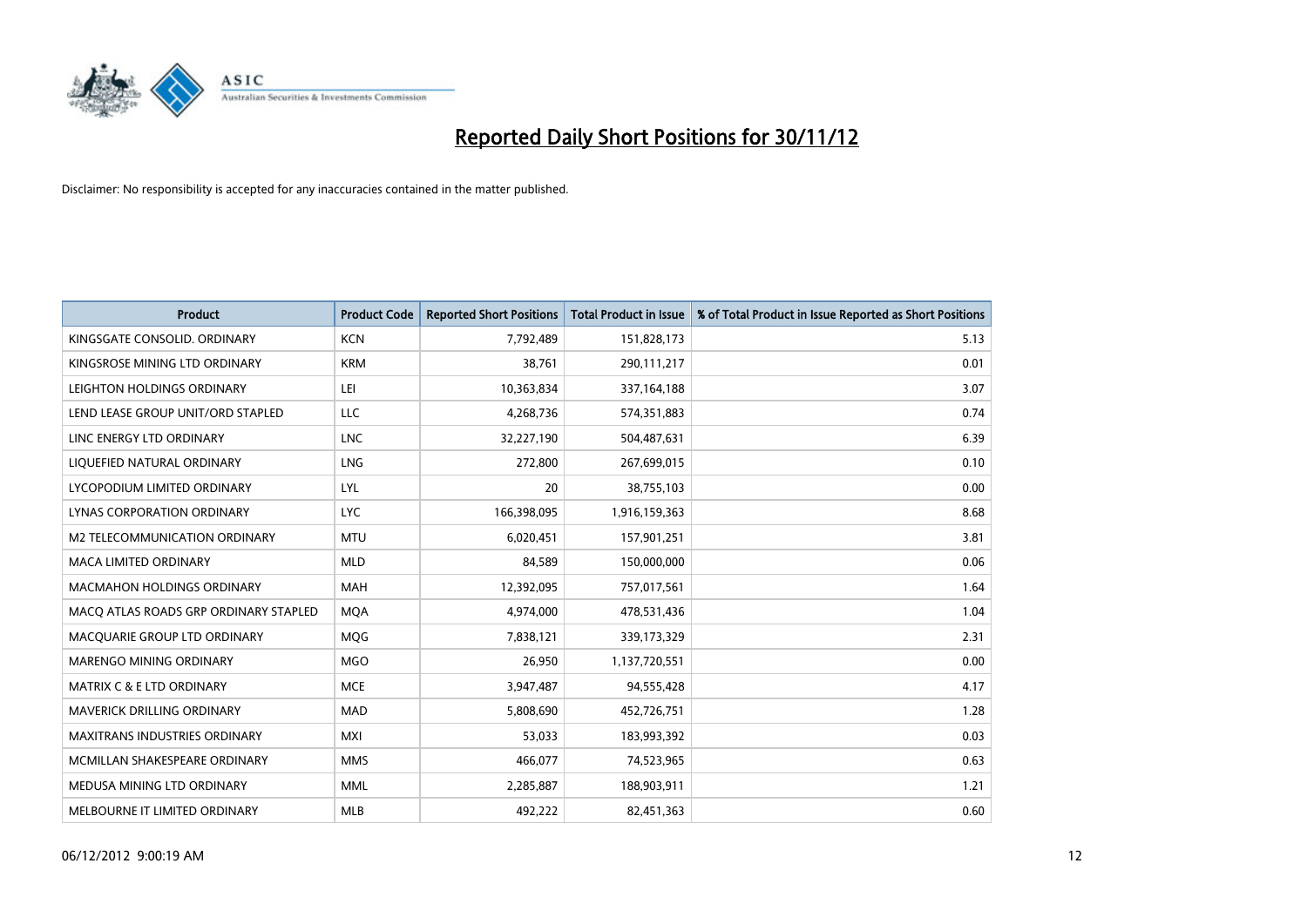# Reported Daily Short Positions for 30/11/12

Disclaimer: No responsibility is accepted for any inaccuracies contained in the matter published.

| Product | Product Code | Reported Short Positions | Total Product in Issue | % of Total Product in Issue Reported as Short Positions |
|---|---|---|---|---|
| KINGSGATE CONSOLID. ORDINARY | KCN | 7,792,489 | 151,828,173 | 5.13 |
| KINGSROSE MINING LTD ORDINARY | KRM | 38,761 | 290,111,217 | 0.01 |
| LEIGHTON HOLDINGS ORDINARY | LEI | 10,363,834 | 337,164,188 | 3.07 |
| LEND LEASE GROUP UNIT/ORD STAPLED | LLC | 4,268,736 | 574,351,883 | 0.74 |
| LINC ENERGY LTD ORDINARY | LNC | 32,227,190 | 504,487,631 | 6.39 |
| LIQUEFIED NATURAL ORDINARY | LNG | 272,800 | 267,699,015 | 0.10 |
| LYCOPODIUM LIMITED ORDINARY | LYL | 20 | 38,755,103 | 0.00 |
| LYNAS CORPORATION ORDINARY | LYC | 166,398,095 | 1,916,159,363 | 8.68 |
| M2 TELECOMMUNICATION ORDINARY | MTU | 6,020,451 | 157,901,251 | 3.81 |
| MACA LIMITED ORDINARY | MLD | 84,589 | 150,000,000 | 0.06 |
| MACMAHON HOLDINGS ORDINARY | MAH | 12,392,095 | 757,017,561 | 1.64 |
| MACQ ATLAS ROADS GRP ORDINARY STAPLED | MQA | 4,974,000 | 478,531,436 | 1.04 |
| MACQUARIE GROUP LTD ORDINARY | MQG | 7,838,121 | 339,173,329 | 2.31 |
| MARENGO MINING ORDINARY | MGO | 26,950 | 1,137,720,551 | 0.00 |
| MATRIX C & E LTD ORDINARY | MCE | 3,947,487 | 94,555,428 | 4.17 |
| MAVERICK DRILLING ORDINARY | MAD | 5,808,690 | 452,726,751 | 1.28 |
| MAXITRANS INDUSTRIES ORDINARY | MXI | 53,033 | 183,993,392 | 0.03 |
| MCMILLAN SHAKESPEARE ORDINARY | MMS | 466,077 | 74,523,965 | 0.63 |
| MEDUSA MINING LTD ORDINARY | MML | 2,285,887 | 188,903,911 | 1.21 |
| MELBOURNE IT LIMITED ORDINARY | MLB | 492,222 | 82,451,363 | 0.60 |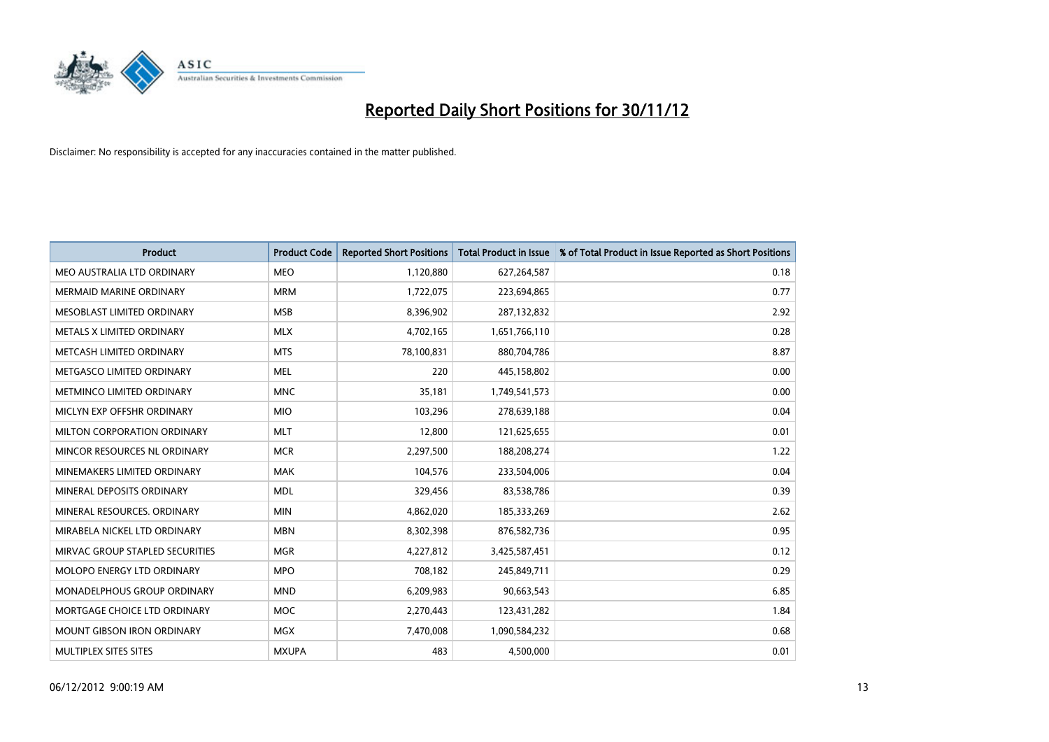# Reported Daily Short Positions for 30/11/12

Disclaimer: No responsibility is accepted for any inaccuracies contained in the matter published.

| Product | Product Code | Reported Short Positions | Total Product in Issue | % of Total Product in Issue Reported as Short Positions |
|---|---|---|---|---|
| MEO AUSTRALIA LTD ORDINARY | MEO | 1,120,880 | 627,264,587 | 0.18 |
| MERMAID MARINE ORDINARY | MRM | 1,722,075 | 223,694,865 | 0.77 |
| MESOBLAST LIMITED ORDINARY | MSB | 8,396,902 | 287,132,832 | 2.92 |
| METALS X LIMITED ORDINARY | MLX | 4,702,165 | 1,651,766,110 | 0.28 |
| METCASH LIMITED ORDINARY | MTS | 78,100,831 | 880,704,786 | 8.87 |
| METGASCO LIMITED ORDINARY | MEL | 220 | 445,158,802 | 0.00 |
| METMINCO LIMITED ORDINARY | MNC | 35,181 | 1,749,541,573 | 0.00 |
| MICLYN EXP OFFSHR ORDINARY | MIO | 103,296 | 278,639,188 | 0.04 |
| MILTON CORPORATION ORDINARY | MLT | 12,800 | 121,625,655 | 0.01 |
| MINCOR RESOURCES NL ORDINARY | MCR | 2,297,500 | 188,208,274 | 1.22 |
| MINEMAKERS LIMITED ORDINARY | MAK | 104,576 | 233,504,006 | 0.04 |
| MINERAL DEPOSITS ORDINARY | MDL | 329,456 | 83,538,786 | 0.39 |
| MINERAL RESOURCES. ORDINARY | MIN | 4,862,020 | 185,333,269 | 2.62 |
| MIRABELA NICKEL LTD ORDINARY | MBN | 8,302,398 | 876,582,736 | 0.95 |
| MIRVAC GROUP STAPLED SECURITIES | MGR | 4,227,812 | 3,425,587,451 | 0.12 |
| MOLOPO ENERGY LTD ORDINARY | MPO | 708,182 | 245,849,711 | 0.29 |
| MONADELPHOUS GROUP ORDINARY | MND | 6,209,983 | 90,663,543 | 6.85 |
| MORTGAGE CHOICE LTD ORDINARY | MOC | 2,270,443 | 123,431,282 | 1.84 |
| MOUNT GIBSON IRON ORDINARY | MGX | 7,470,008 | 1,090,584,232 | 0.68 |
| MULTIPLEX SITES SITES | MXUPA | 483 | 4,500,000 | 0.01 |

06/12/2012 9:00:19 AM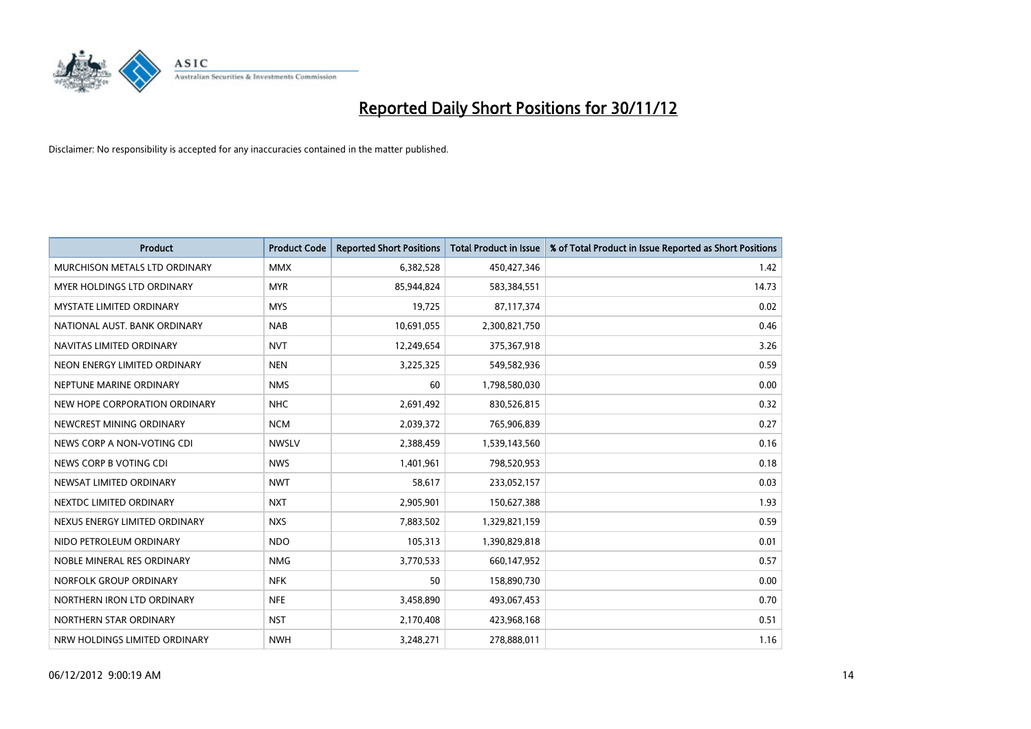# Reported Daily Short Positions for 30/11/12

Disclaimer: No responsibility is accepted for any inaccuracies contained in the matter published.

| Product | Product Code | Reported Short Positions | Total Product in Issue | % of Total Product in Issue Reported as Short Positions |
|---|---|---|---|---|
| MURCHISON METALS LTD ORDINARY | MMX | 6,382,528 | 450,427,346 | 1.42 |
| MYER HOLDINGS LTD ORDINARY | MYR | 85,944,824 | 583,384,551 | 14.73 |
| MYSTATE LIMITED ORDINARY | MYS | 19,725 | 87,117,374 | 0.02 |
| NATIONAL AUST. BANK ORDINARY | NAB | 10,691,055 | 2,300,821,750 | 0.46 |
| NAVITAS LIMITED ORDINARY | NVT | 12,249,654 | 375,367,918 | 3.26 |
| NEON ENERGY LIMITED ORDINARY | NEN | 3,225,325 | 549,582,936 | 0.59 |
| NEPTUNE MARINE ORDINARY | NMS | 60 | 1,798,580,030 | 0.00 |
| NEW HOPE CORPORATION ORDINARY | NHC | 2,691,492 | 830,526,815 | 0.32 |
| NEWCREST MINING ORDINARY | NCM | 2,039,372 | 765,906,839 | 0.27 |
| NEWS CORP A NON-VOTING CDI | NWSLV | 2,388,459 | 1,539,143,560 | 0.16 |
| NEWS CORP B VOTING CDI | NWS | 1,401,961 | 798,520,953 | 0.18 |
| NEWSAT LIMITED ORDINARY | NWT | 58,617 | 233,052,157 | 0.03 |
| NEXTDC LIMITED ORDINARY | NXT | 2,905,901 | 150,627,388 | 1.93 |
| NEXUS ENERGY LIMITED ORDINARY | NXS | 7,883,502 | 1,329,821,159 | 0.59 |
| NIDO PETROLEUM ORDINARY | NDO | 105,313 | 1,390,829,818 | 0.01 |
| NOBLE MINERAL RES ORDINARY | NMG | 3,770,533 | 660,147,952 | 0.57 |
| NORFOLK GROUP ORDINARY | NFK | 50 | 158,890,730 | 0.00 |
| NORTHERN IRON LTD ORDINARY | NFE | 3,458,890 | 493,067,453 | 0.70 |
| NORTHERN STAR ORDINARY | NST | 2,170,408 | 423,968,168 | 0.51 |
| NRW HOLDINGS LIMITED ORDINARY | NWH | 3,248,271 | 278,888,011 | 1.16 |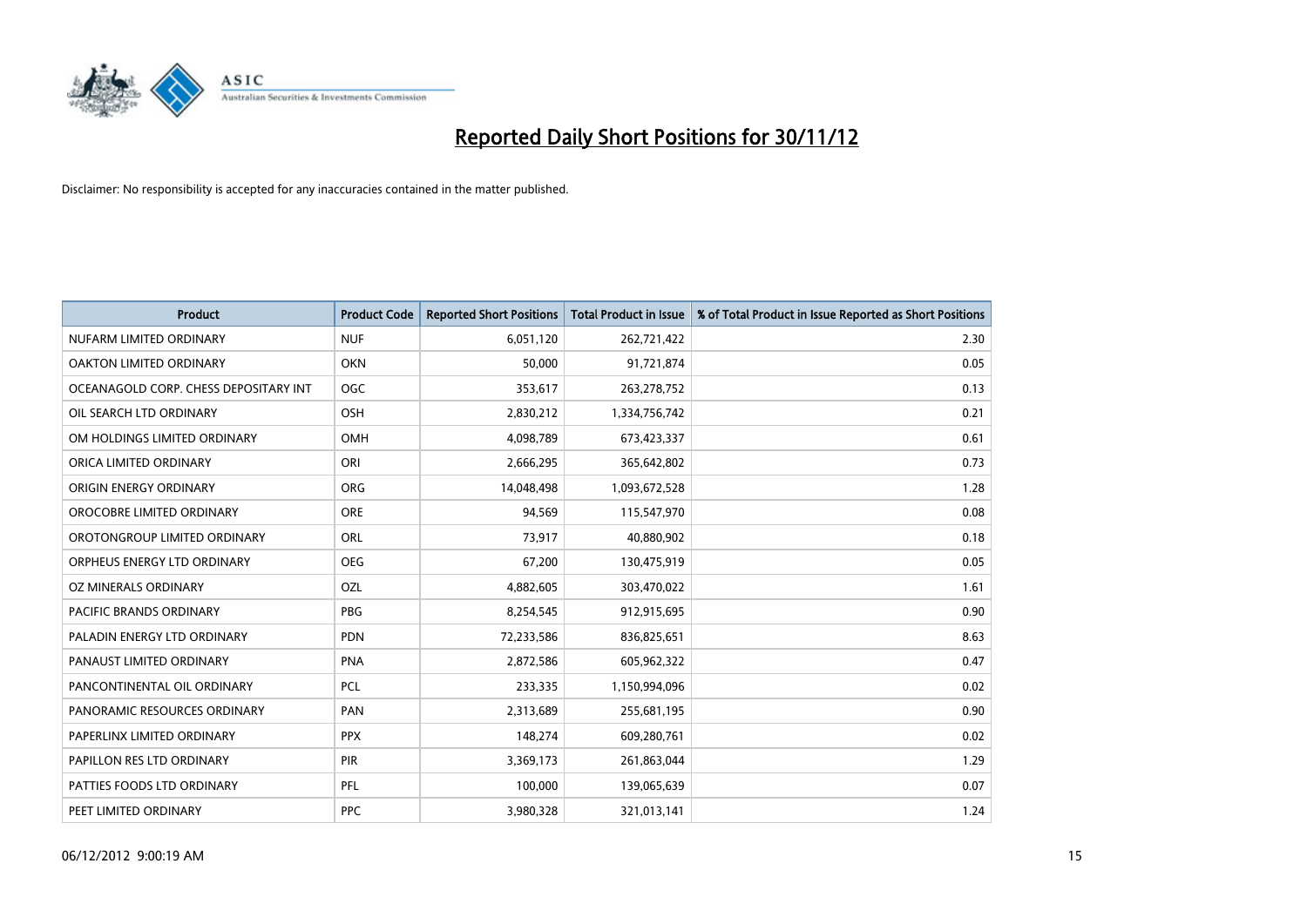# Reported Daily Short Positions for 30/11/12

Disclaimer: No responsibility is accepted for any inaccuracies contained in the matter published.

| Product | Product Code | Reported Short Positions | Total Product in Issue | % of Total Product in Issue Reported as Short Positions |
|---|---|---|---|---|
| NUFARM LIMITED ORDINARY | NUF | 6,051,120 | 262,721,422 | 2.30 |
| OAKTON LIMITED ORDINARY | OKN | 50,000 | 91,721,874 | 0.05 |
| OCEANAGOLD CORP. CHESS DEPOSITARY INT | OGC | 353,617 | 263,278,752 | 0.13 |
| OIL SEARCH LTD ORDINARY | OSH | 2,830,212 | 1,334,756,742 | 0.21 |
| OM HOLDINGS LIMITED ORDINARY | OMH | 4,098,789 | 673,423,337 | 0.61 |
| ORICA LIMITED ORDINARY | ORI | 2,666,295 | 365,642,802 | 0.73 |
| ORIGIN ENERGY ORDINARY | ORG | 14,048,498 | 1,093,672,528 | 1.28 |
| OROCOBRE LIMITED ORDINARY | ORE | 94,569 | 115,547,970 | 0.08 |
| OROTONGROUP LIMITED ORDINARY | ORL | 73,917 | 40,880,902 | 0.18 |
| ORPHEUS ENERGY LTD ORDINARY | OEG | 67,200 | 130,475,919 | 0.05 |
| OZ MINERALS ORDINARY | OZL | 4,882,605 | 303,470,022 | 1.61 |
| PACIFIC BRANDS ORDINARY | PBG | 8,254,545 | 912,915,695 | 0.90 |
| PALADIN ENERGY LTD ORDINARY | PDN | 72,233,586 | 836,825,651 | 8.63 |
| PANAUST LIMITED ORDINARY | PNA | 2,872,586 | 605,962,322 | 0.47 |
| PANCONTINENTAL OIL ORDINARY | PCL | 233,335 | 1,150,994,096 | 0.02 |
| PANORAMIC RESOURCES ORDINARY | PAN | 2,313,689 | 255,681,195 | 0.90 |
| PAPERLINX LIMITED ORDINARY | PPX | 148,274 | 609,280,761 | 0.02 |
| PAPILLON RES LTD ORDINARY | PIR | 3,369,173 | 261,863,044 | 1.29 |
| PATTIES FOODS LTD ORDINARY | PFL | 100,000 | 139,065,639 | 0.07 |
| PEET LIMITED ORDINARY | PPC | 3,980,328 | 321,013,141 | 1.24 |

06/12/2012 9:00:19 AM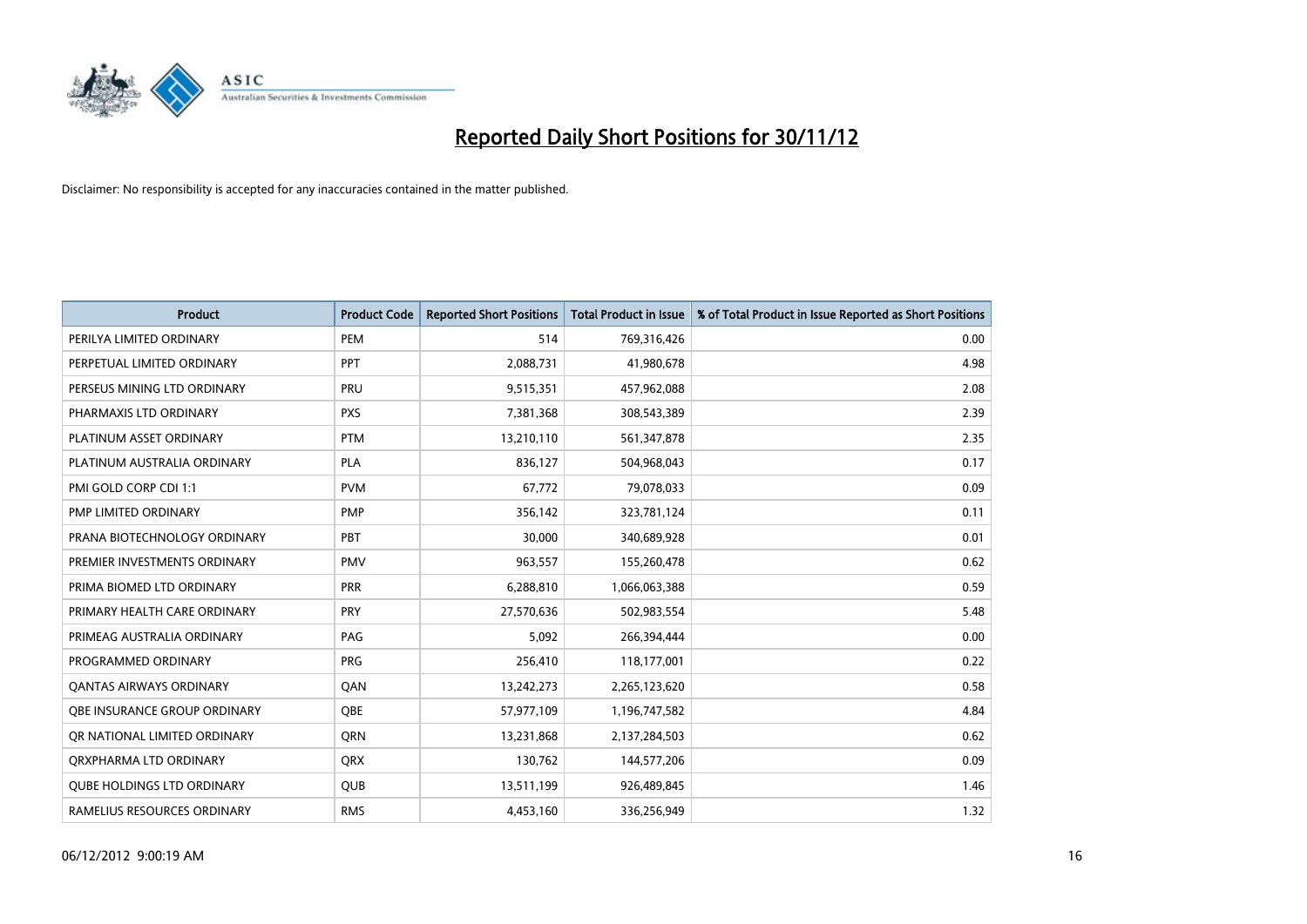# Reported Daily Short Positions for 30/11/12

Disclaimer: No responsibility is accepted for any inaccuracies contained in the matter published.

| Product | Product Code | Reported Short Positions | Total Product in Issue | % of Total Product in Issue Reported as Short Positions |
|---|---|---|---|---|
| PERILYA LIMITED ORDINARY | PEM | 514 | 769,316,426 | 0.00 |
| PERPETUAL LIMITED ORDINARY | PPT | 2,088,731 | 41,980,678 | 4.98 |
| PERSEUS MINING LTD ORDINARY | PRU | 9,515,351 | 457,962,088 | 2.08 |
| PHARMAXIS LTD ORDINARY | PXS | 7,381,368 | 308,543,389 | 2.39 |
| PLATINUM ASSET ORDINARY | PTM | 13,210,110 | 561,347,878 | 2.35 |
| PLATINUM AUSTRALIA ORDINARY | PLA | 836,127 | 504,968,043 | 0.17 |
| PMI GOLD CORP CDI 1:1 | PVM | 67,772 | 79,078,033 | 0.09 |
| PMP LIMITED ORDINARY | PMP | 356,142 | 323,781,124 | 0.11 |
| PRANA BIOTECHNOLOGY ORDINARY | PBT | 30,000 | 340,689,928 | 0.01 |
| PREMIER INVESTMENTS ORDINARY | PMV | 963,557 | 155,260,478 | 0.62 |
| PRIMA BIOMED LTD ORDINARY | PRR | 6,288,810 | 1,066,063,388 | 0.59 |
| PRIMARY HEALTH CARE ORDINARY | PRY | 27,570,636 | 502,983,554 | 5.48 |
| PRIMEAG AUSTRALIA ORDINARY | PAG | 5,092 | 266,394,444 | 0.00 |
| PROGRAMMED ORDINARY | PRG | 256,410 | 118,177,001 | 0.22 |
| QANTAS AIRWAYS ORDINARY | QAN | 13,242,273 | 2,265,123,620 | 0.58 |
| QBE INSURANCE GROUP ORDINARY | QBE | 57,977,109 | 1,196,747,582 | 4.84 |
| QR NATIONAL LIMITED ORDINARY | QRN | 13,231,868 | 2,137,284,503 | 0.62 |
| QRXPHARMA LTD ORDINARY | QRX | 130,762 | 144,577,206 | 0.09 |
| QUBE HOLDINGS LTD ORDINARY | QUB | 13,511,199 | 926,489,845 | 1.46 |
| RAMELIUS RESOURCES ORDINARY | RMS | 4,453,160 | 336,256,949 | 1.32 |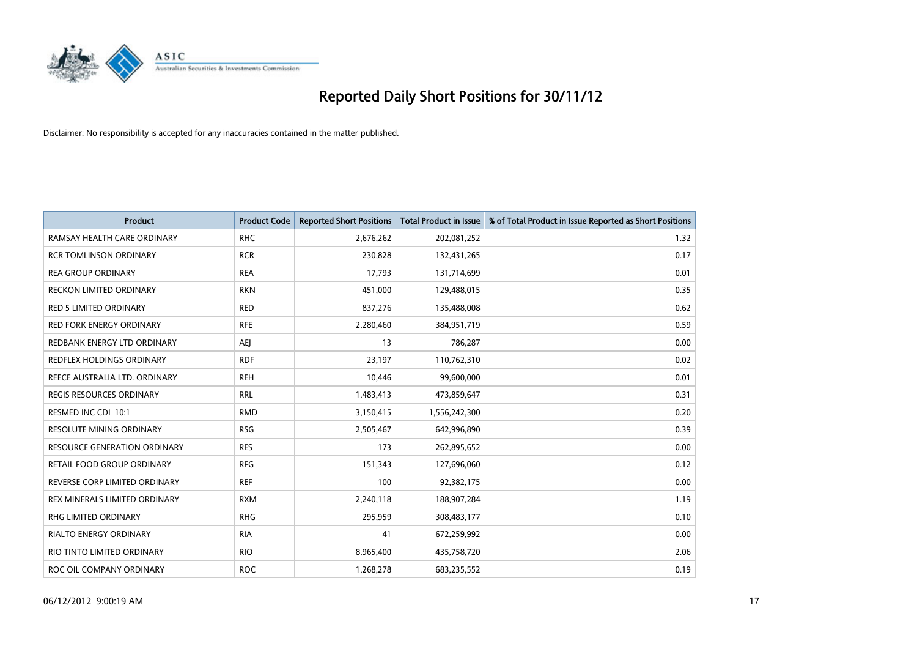# Reported Daily Short Positions for 30/11/12

Disclaimer: No responsibility is accepted for any inaccuracies contained in the matter published.

| Product | Product Code | Reported Short Positions | Total Product in Issue | % of Total Product in Issue Reported as Short Positions |
|---|---|---|---|---|
| RAMSAY HEALTH CARE ORDINARY | RHC | 2,676,262 | 202,081,252 | 1.32 |
| RCR TOMLINSON ORDINARY | RCR | 230,828 | 132,431,265 | 0.17 |
| REA GROUP ORDINARY | REA | 17,793 | 131,714,699 | 0.01 |
| RECKON LIMITED ORDINARY | RKN | 451,000 | 129,488,015 | 0.35 |
| RED 5 LIMITED ORDINARY | RED | 837,276 | 135,488,008 | 0.62 |
| RED FORK ENERGY ORDINARY | RFE | 2,280,460 | 384,951,719 | 0.59 |
| REDBANK ENERGY LTD ORDINARY | AEJ | 13 | 786,287 | 0.00 |
| REDFLEX HOLDINGS ORDINARY | RDF | 23,197 | 110,762,310 | 0.02 |
| REECE AUSTRALIA LTD. ORDINARY | REH | 10,446 | 99,600,000 | 0.01 |
| REGIS RESOURCES ORDINARY | RRL | 1,483,413 | 473,859,647 | 0.31 |
| RESMED INC CDI 10:1 | RMD | 3,150,415 | 1,556,242,300 | 0.20 |
| RESOLUTE MINING ORDINARY | RSG | 2,505,467 | 642,996,890 | 0.39 |
| RESOURCE GENERATION ORDINARY | RES | 173 | 262,895,652 | 0.00 |
| RETAIL FOOD GROUP ORDINARY | RFG | 151,343 | 127,696,060 | 0.12 |
| REVERSE CORP LIMITED ORDINARY | REF | 100 | 92,382,175 | 0.00 |
| REX MINERALS LIMITED ORDINARY | RXM | 2,240,118 | 188,907,284 | 1.19 |
| RHG LIMITED ORDINARY | RHG | 295,959 | 308,483,177 | 0.10 |
| RIALTO ENERGY ORDINARY | RIA | 41 | 672,259,992 | 0.00 |
| RIO TINTO LIMITED ORDINARY | RIO | 8,965,400 | 435,758,720 | 2.06 |
| ROC OIL COMPANY ORDINARY | ROC | 1,268,278 | 683,235,552 | 0.19 |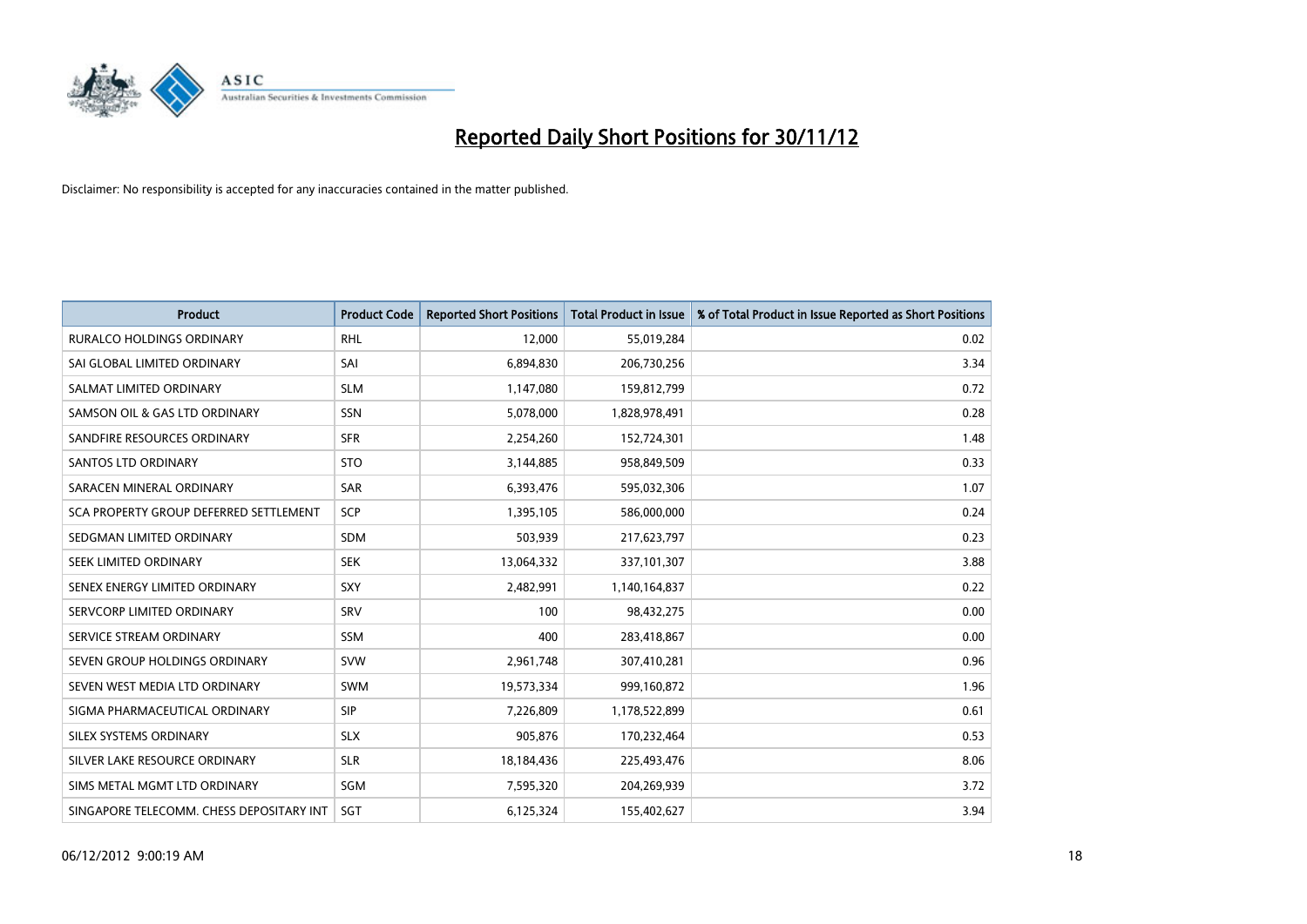# Reported Daily Short Positions for 30/11/12

Disclaimer: No responsibility is accepted for any inaccuracies contained in the matter published.

| Product | Product Code | Reported Short Positions | Total Product in Issue | % of Total Product in Issue Reported as Short Positions |
|---|---|---|---|---|
| RURALCO HOLDINGS ORDINARY | RHL | 12,000 | 55,019,284 | 0.02 |
| SAI GLOBAL LIMITED ORDINARY | SAI | 6,894,830 | 206,730,256 | 3.34 |
| SALMAT LIMITED ORDINARY | SLM | 1,147,080 | 159,812,799 | 0.72 |
| SAMSON OIL & GAS LTD ORDINARY | SSN | 5,078,000 | 1,828,978,491 | 0.28 |
| SANDFIRE RESOURCES ORDINARY | SFR | 2,254,260 | 152,724,301 | 1.48 |
| SANTOS LTD ORDINARY | STO | 3,144,885 | 958,849,509 | 0.33 |
| SARACEN MINERAL ORDINARY | SAR | 6,393,476 | 595,032,306 | 1.07 |
| SCA PROPERTY GROUP DEFERRED SETTLEMENT | SCP | 1,395,105 | 586,000,000 | 0.24 |
| SEDGMAN LIMITED ORDINARY | SDM | 503,939 | 217,623,797 | 0.23 |
| SEEK LIMITED ORDINARY | SEK | 13,064,332 | 337,101,307 | 3.88 |
| SENEX ENERGY LIMITED ORDINARY | SXY | 2,482,991 | 1,140,164,837 | 0.22 |
| SERVCORP LIMITED ORDINARY | SRV | 100 | 98,432,275 | 0.00 |
| SERVICE STREAM ORDINARY | SSM | 400 | 283,418,867 | 0.00 |
| SEVEN GROUP HOLDINGS ORDINARY | SVW | 2,961,748 | 307,410,281 | 0.96 |
| SEVEN WEST MEDIA LTD ORDINARY | SWM | 19,573,334 | 999,160,872 | 1.96 |
| SIGMA PHARMACEUTICAL ORDINARY | SIP | 7,226,809 | 1,178,522,899 | 0.61 |
| SILEX SYSTEMS ORDINARY | SLX | 905,876 | 170,232,464 | 0.53 |
| SILVER LAKE RESOURCE ORDINARY | SLR | 18,184,436 | 225,493,476 | 8.06 |
| SIMS METAL MGMT LTD ORDINARY | SGM | 7,595,320 | 204,269,939 | 3.72 |
| SINGAPORE TELECOMM. CHESS DEPOSITARY INT | SGT | 6,125,324 | 155,402,627 | 3.94 |

06/12/2012 9:00:19 AM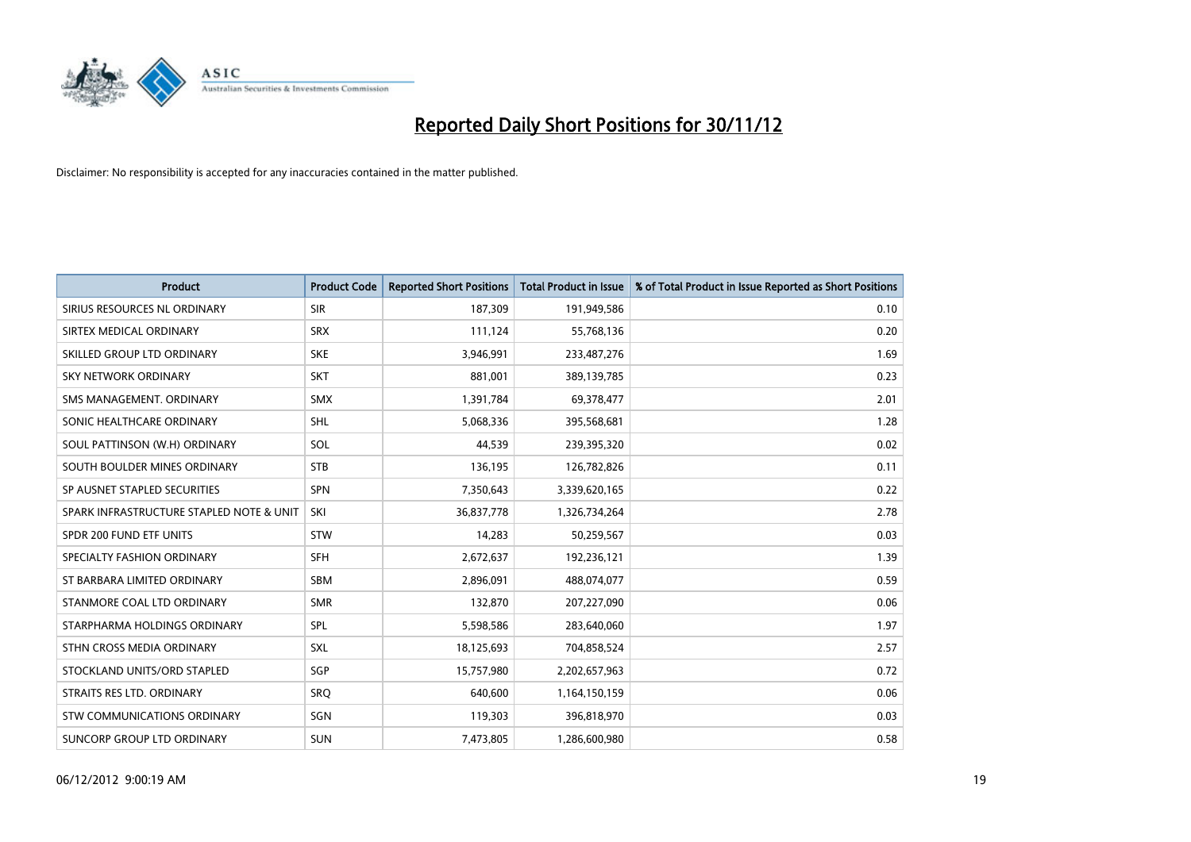# Reported Daily Short Positions for 30/11/12

Disclaimer: No responsibility is accepted for any inaccuracies contained in the matter published.

| Product | Product Code | Reported Short Positions | Total Product in Issue | % of Total Product in Issue Reported as Short Positions |
|---|---|---|---|---|
| SIRIUS RESOURCES NL ORDINARY | SIR | 187,309 | 191,949,586 | 0.10 |
| SIRTEX MEDICAL ORDINARY | SRX | 111,124 | 55,768,136 | 0.20 |
| SKILLED GROUP LTD ORDINARY | SKE | 3,946,991 | 233,487,276 | 1.69 |
| SKY NETWORK ORDINARY | SKT | 881,001 | 389,139,785 | 0.23 |
| SMS MANAGEMENT. ORDINARY | SMX | 1,391,784 | 69,378,477 | 2.01 |
| SONIC HEALTHCARE ORDINARY | SHL | 5,068,336 | 395,568,681 | 1.28 |
| SOUL PATTINSON (W.H) ORDINARY | SOL | 44,539 | 239,395,320 | 0.02 |
| SOUTH BOULDER MINES ORDINARY | STB | 136,195 | 126,782,826 | 0.11 |
| SP AUSNET STAPLED SECURITIES | SPN | 7,350,643 | 3,339,620,165 | 0.22 |
| SPARK INFRASTRUCTURE STAPLED NOTE & UNIT | SKI | 36,837,778 | 1,326,734,264 | 2.78 |
| SPDR 200 FUND ETF UNITS | STW | 14,283 | 50,259,567 | 0.03 |
| SPECIALTY FASHION ORDINARY | SFH | 2,672,637 | 192,236,121 | 1.39 |
| ST BARBARA LIMITED ORDINARY | SBM | 2,896,091 | 488,074,077 | 0.59 |
| STANMORE COAL LTD ORDINARY | SMR | 132,870 | 207,227,090 | 0.06 |
| STARPHARMA HOLDINGS ORDINARY | SPL | 5,598,586 | 283,640,060 | 1.97 |
| STHN CROSS MEDIA ORDINARY | SXL | 18,125,693 | 704,858,524 | 2.57 |
| STOCKLAND UNITS/ORD STAPLED | SGP | 15,757,980 | 2,202,657,963 | 0.72 |
| STRAITS RES LTD. ORDINARY | SRQ | 640,600 | 1,164,150,159 | 0.06 |
| STW COMMUNICATIONS ORDINARY | SGN | 119,303 | 396,818,970 | 0.03 |
| SUNCORP GROUP LTD ORDINARY | SUN | 7,473,805 | 1,286,600,980 | 0.58 |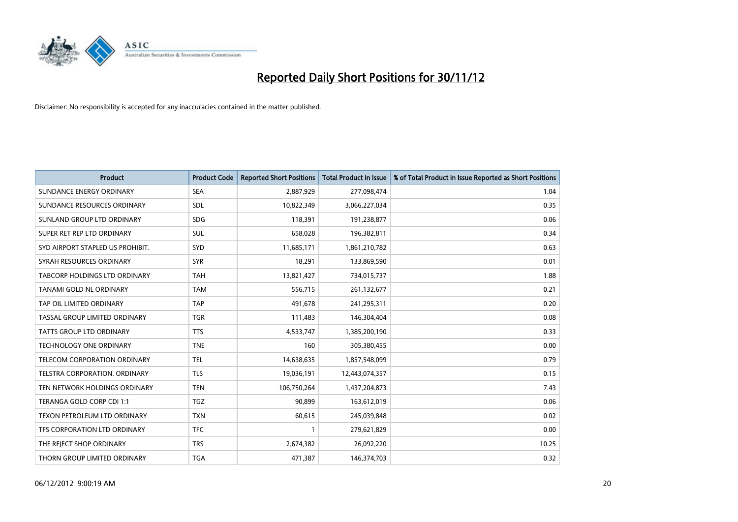# Reported Daily Short Positions for 30/11/12

Disclaimer: No responsibility is accepted for any inaccuracies contained in the matter published.

| Product | Product Code | Reported Short Positions | Total Product in Issue | % of Total Product in Issue Reported as Short Positions |
|---|---|---|---|---|
| SUNDANCE ENERGY ORDINARY | SEA | 2,887,929 | 277,098,474 | 1.04 |
| SUNDANCE RESOURCES ORDINARY | SDL | 10,822,349 | 3,066,227,034 | 0.35 |
| SUNLAND GROUP LTD ORDINARY | SDG | 118,391 | 191,238,877 | 0.06 |
| SUPER RET REP LTD ORDINARY | SUL | 658,028 | 196,382,811 | 0.34 |
| SYD AIRPORT STAPLED US PROHIBIT. | SYD | 11,685,171 | 1,861,210,782 | 0.63 |
| SYRAH RESOURCES ORDINARY | SYR | 18,291 | 133,869,590 | 0.01 |
| TABCORP HOLDINGS LTD ORDINARY | TAH | 13,821,427 | 734,015,737 | 1.88 |
| TANAMI GOLD NL ORDINARY | TAM | 556,715 | 261,132,677 | 0.21 |
| TAP OIL LIMITED ORDINARY | TAP | 491,678 | 241,295,311 | 0.20 |
| TASSAL GROUP LIMITED ORDINARY | TGR | 111,483 | 146,304,404 | 0.08 |
| TATTS GROUP LTD ORDINARY | TTS | 4,533,747 | 1,385,200,190 | 0.33 |
| TECHNOLOGY ONE ORDINARY | TNE | 160 | 305,380,455 | 0.00 |
| TELECOM CORPORATION ORDINARY | TEL | 14,638,635 | 1,857,548,099 | 0.79 |
| TELSTRA CORPORATION. ORDINARY | TLS | 19,036,191 | 12,443,074,357 | 0.15 |
| TEN NETWORK HOLDINGS ORDINARY | TEN | 106,750,264 | 1,437,204,873 | 7.43 |
| TERANGA GOLD CORP CDI 1:1 | TGZ | 90,899 | 163,612,019 | 0.06 |
| TEXON PETROLEUM LTD ORDINARY | TXN | 60,615 | 245,039,848 | 0.02 |
| TFS CORPORATION LTD ORDINARY | TFC | 1 | 279,621,829 | 0.00 |
| THE REJECT SHOP ORDINARY | TRS | 2,674,382 | 26,092,220 | 10.25 |
| THORN GROUP LIMITED ORDINARY | TGA | 471,387 | 146,374,703 | 0.32 |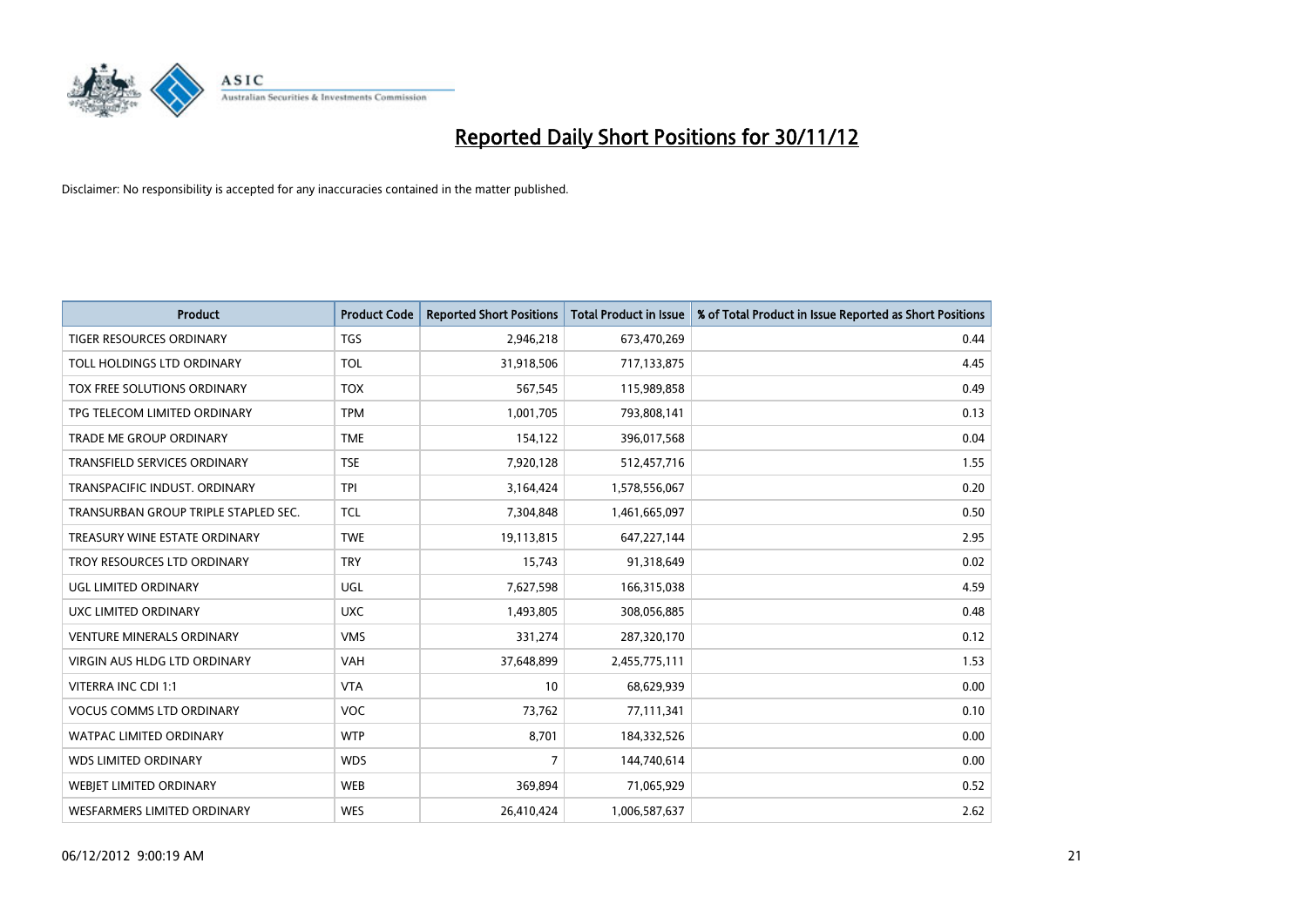# Reported Daily Short Positions for 30/11/12

Disclaimer: No responsibility is accepted for any inaccuracies contained in the matter published.

| Product | Product Code | Reported Short Positions | Total Product in Issue | % of Total Product in Issue Reported as Short Positions |
|---|---|---|---|---|
| TIGER RESOURCES ORDINARY | TGS | 2,946,218 | 673,470,269 | 0.44 |
| TOLL HOLDINGS LTD ORDINARY | TOL | 31,918,506 | 717,133,875 | 4.45 |
| TOX FREE SOLUTIONS ORDINARY | TOX | 567,545 | 115,989,858 | 0.49 |
| TPG TELECOM LIMITED ORDINARY | TPM | 1,001,705 | 793,808,141 | 0.13 |
| TRADE ME GROUP ORDINARY | TME | 154,122 | 396,017,568 | 0.04 |
| TRANSFIELD SERVICES ORDINARY | TSE | 7,920,128 | 512,457,716 | 1.55 |
| TRANSPACIFIC INDUST. ORDINARY | TPI | 3,164,424 | 1,578,556,067 | 0.20 |
| TRANSURBAN GROUP TRIPLE STAPLED SEC. | TCL | 7,304,848 | 1,461,665,097 | 0.50 |
| TREASURY WINE ESTATE ORDINARY | TWE | 19,113,815 | 647,227,144 | 2.95 |
| TROY RESOURCES LTD ORDINARY | TRY | 15,743 | 91,318,649 | 0.02 |
| UGL LIMITED ORDINARY | UGL | 7,627,598 | 166,315,038 | 4.59 |
| UXC LIMITED ORDINARY | UXC | 1,493,805 | 308,056,885 | 0.48 |
| VENTURE MINERALS ORDINARY | VMS | 331,274 | 287,320,170 | 0.12 |
| VIRGIN AUS HLDG LTD ORDINARY | VAH | 37,648,899 | 2,455,775,111 | 1.53 |
| VITERRA INC CDI 1:1 | VTA | 10 | 68,629,939 | 0.00 |
| VOCUS COMMS LTD ORDINARY | VOC | 73,762 | 77,111,341 | 0.10 |
| WATPAC LIMITED ORDINARY | WTP | 8,701 | 184,332,526 | 0.00 |
| WDS LIMITED ORDINARY | WDS | 7 | 144,740,614 | 0.00 |
| WEBJET LIMITED ORDINARY | WEB | 369,894 | 71,065,929 | 0.52 |
| WESFARMERS LIMITED ORDINARY | WES | 26,410,424 | 1,006,587,637 | 2.62 |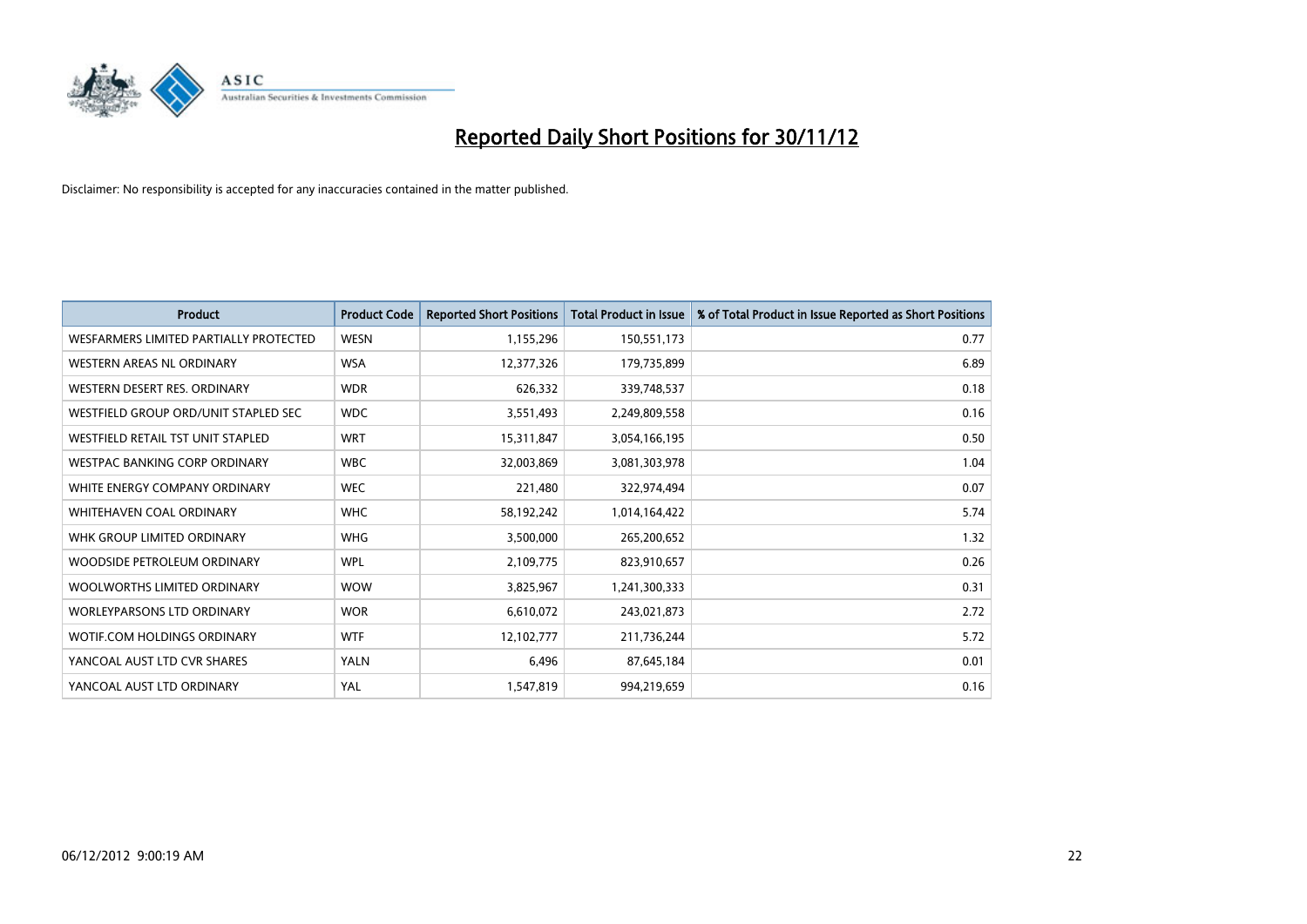# Reported Daily Short Positions for 30/11/12

Disclaimer: No responsibility is accepted for any inaccuracies contained in the matter published.

| Product | Product Code | Reported Short Positions | Total Product in Issue | % of Total Product in Issue Reported as Short Positions |
|---|---|---|---|---|
| WESFARMERS LIMITED PARTIALLY PROTECTED | WESN | 1,155,296 | 150,551,173 | 0.77 |
| WESTERN AREAS NL ORDINARY | WSA | 12,377,326 | 179,735,899 | 6.89 |
| WESTERN DESERT RES. ORDINARY | WDR | 626,332 | 339,748,537 | 0.18 |
| WESTFIELD GROUP ORD/UNIT STAPLED SEC | WDC | 3,551,493 | 2,249,809,558 | 0.16 |
| WESTFIELD RETAIL TST UNIT STAPLED | WRT | 15,311,847 | 3,054,166,195 | 0.50 |
| WESTPAC BANKING CORP ORDINARY | WBC | 32,003,869 | 3,081,303,978 | 1.04 |
| WHITE ENERGY COMPANY ORDINARY | WEC | 221,480 | 322,974,494 | 0.07 |
| WHITEHAVEN COAL ORDINARY | WHC | 58,192,242 | 1,014,164,422 | 5.74 |
| WHK GROUP LIMITED ORDINARY | WHG | 3,500,000 | 265,200,652 | 1.32 |
| WOODSIDE PETROLEUM ORDINARY | WPL | 2,109,775 | 823,910,657 | 0.26 |
| WOOLWORTHS LIMITED ORDINARY | WOW | 3,825,967 | 1,241,300,333 | 0.31 |
| WORLEYPARSONS LTD ORDINARY | WOR | 6,610,072 | 243,021,873 | 2.72 |
| WOTIF.COM HOLDINGS ORDINARY | WTF | 12,102,777 | 211,736,244 | 5.72 |
| YANCOAL AUST LTD CVR SHARES | YALN | 6,496 | 87,645,184 | 0.01 |
| YANCOAL AUST LTD ORDINARY | YAL | 1,547,819 | 994,219,659 | 0.16 |